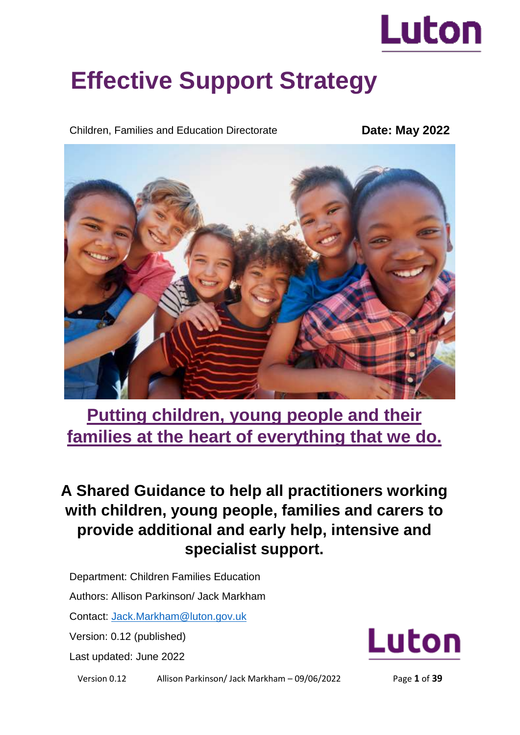Luton

# Effective Support Strategy

Children, Families and Education Directorate **Date: May 2022**

## Putting children, young people and their families at the heart of everything that we do.

## A Shared Guidance to help all practitioners working with children, young people, families and carers to provide additional and early help, intensive and specialist support.

Department: Children Families Education

Authors: Allison Parkinson/ Jack Markham

Contact: [Jack.Markham@luton.gov.uk](mailto:Jack.Markham@luton.gov.uk)

Version: 0.12 (published)

Last updated: June 2022

Luton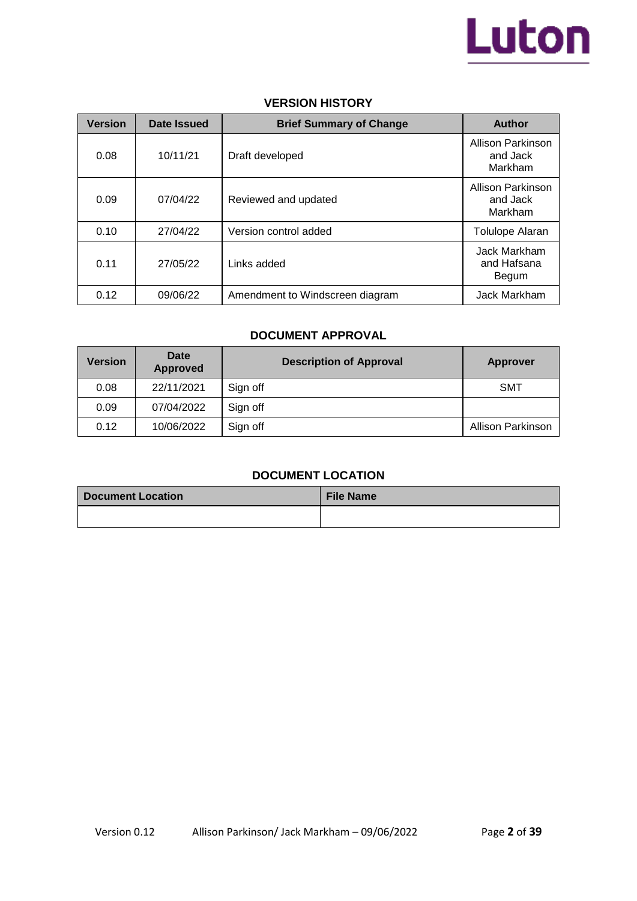## VERSION HISTORY

| Version | Date Issued | Brief Summary of Change | Author |
|---|---|---|---|
| 0.08 | 10/11/21 | Draft developed | Allison Parkinson and Jack Markham |
| 0.09 | 07/04/22 | Reviewed and updated | Allison Parkinson and Jack Markham |
| 0.10 | 27/04/22 | Version control added | Tolulope Alaran |
| 0.11 | 27/05/22 | Links added | Jack Markham and Hafsana Begum |
| 0.12 | 09/06/22 | Amendment to Windscreen diagram | Jack Markham |

## DOCUMENT APPROVAL

| Version | Date Approved | Description of Approval | Approver |
|---|---|---|---|
| 0.08 | 22/11/2021 | Sign off | SMT |
| 0.09 | 07/04/2022 | Sign off | |
| 0.12 | 10/06/2022 | Sign off | Allison Parkinson |

## DOCUMENT LOCATION

| Document Location | File Name |
|---|---|
| | |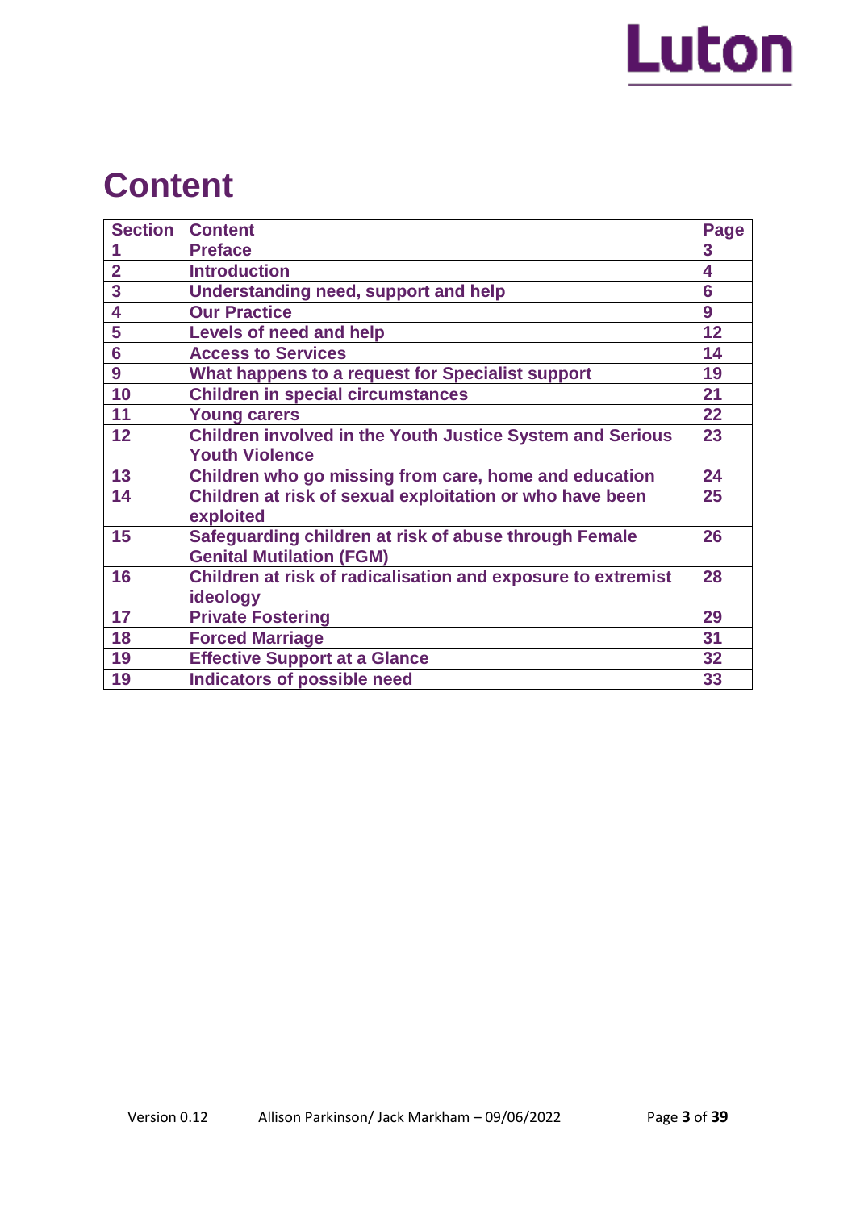# Content

| Section | Content | Page |
|---|---|---|
| 1 | Preface | 3 |
| 2 | Introduction | 4 |
| 3 | Understanding need, support and help | 6 |
| 4 | Our Practice | 9 |
| 5 | Levels of need and help | 12 |
| 6 | Access to Services | 14 |
| 9 | What happens to a request for Specialist support | 19 |
| 10 | Children in special circumstances | 21 |
| 11 | Young carers | 22 |
| 12 | Children involved in the Youth Justice System and Serious Youth Violence | 23 |
| 13 | Children who go missing from care, home and education | 24 |
| 14 | Children at risk of sexual exploitation or who have been exploited | 25 |
| 15 | Safeguarding children at risk of abuse through Female Genital Mutilation (FGM) | 26 |
| 16 | Children at risk of radicalisation and exposure to extremist ideology | 28 |
| 17 | Private Fostering | 29 |
| 18 | Forced Marriage | 31 |
| 19 | Effective Support at a Glance | 32 |
| 19 | Indicators of possible need | 33 |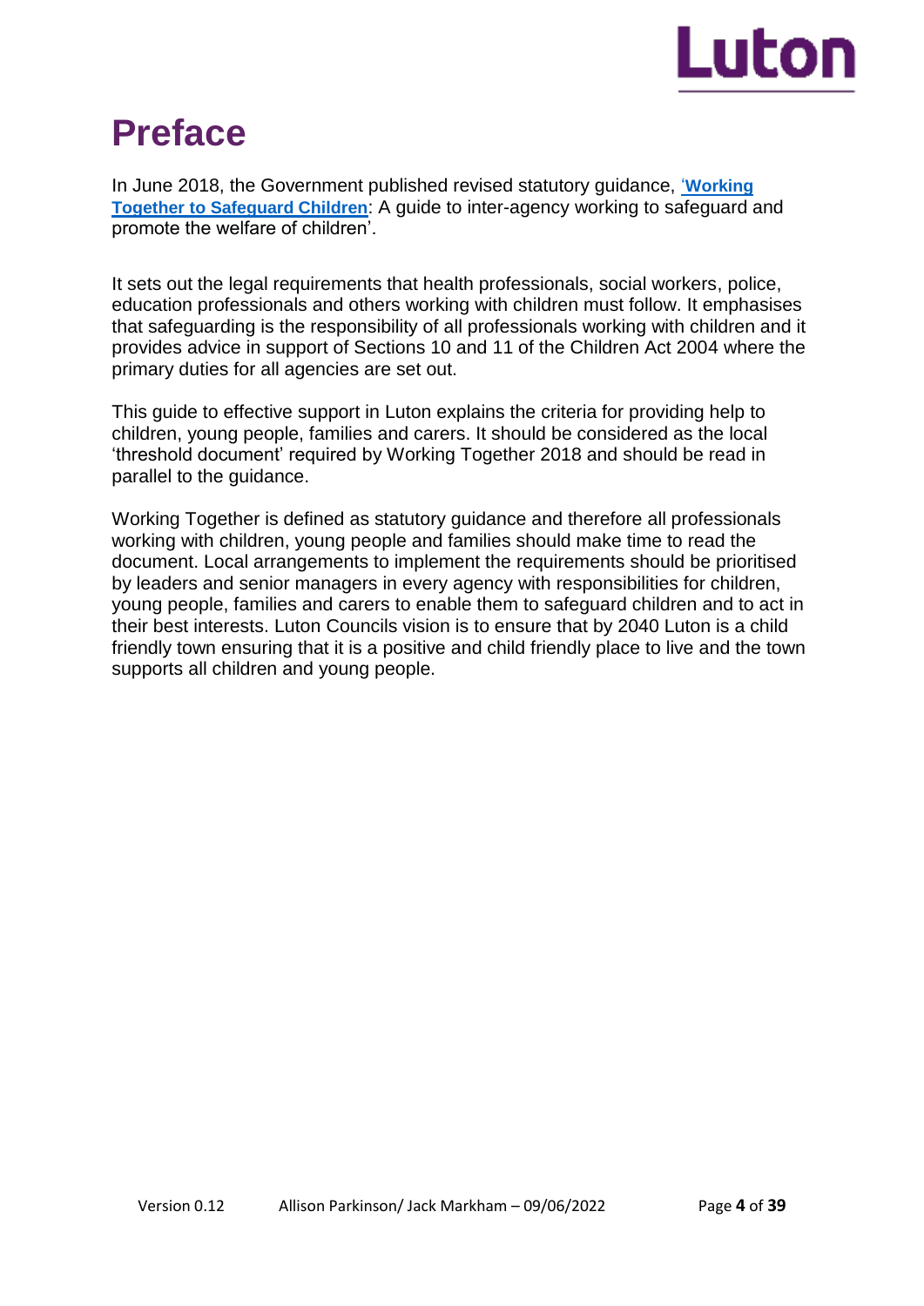# Preface

In June 2018, the Government published revised statutory guidance, '**Working Together to Safeguard Children**: A guide to inter-agency working to safeguard and promote the welfare of children'.

It sets out the legal requirements that health professionals, social workers, police, education professionals and others working with children must follow. It emphasises that safeguarding is the responsibility of all professionals working with children and it provides advice in support of Sections 10 and 11 of the Children Act 2004 where the primary duties for all agencies are set out.

This guide to effective support in Luton explains the criteria for providing help to children, young people, families and carers. It should be considered as the local 'threshold document' required by Working Together 2018 and should be read in parallel to the guidance.

Working Together is defined as statutory guidance and therefore all professionals working with children, young people and families should make time to read the document. Local arrangements to implement the requirements should be prioritised by leaders and senior managers in every agency with responsibilities for children, young people, families and carers to enable them to safeguard children and to act in their best interests. Luton Councils vision is to ensure that by 2040 Luton is a child friendly town ensuring that it is a positive and child friendly place to live and the town supports all children and young people.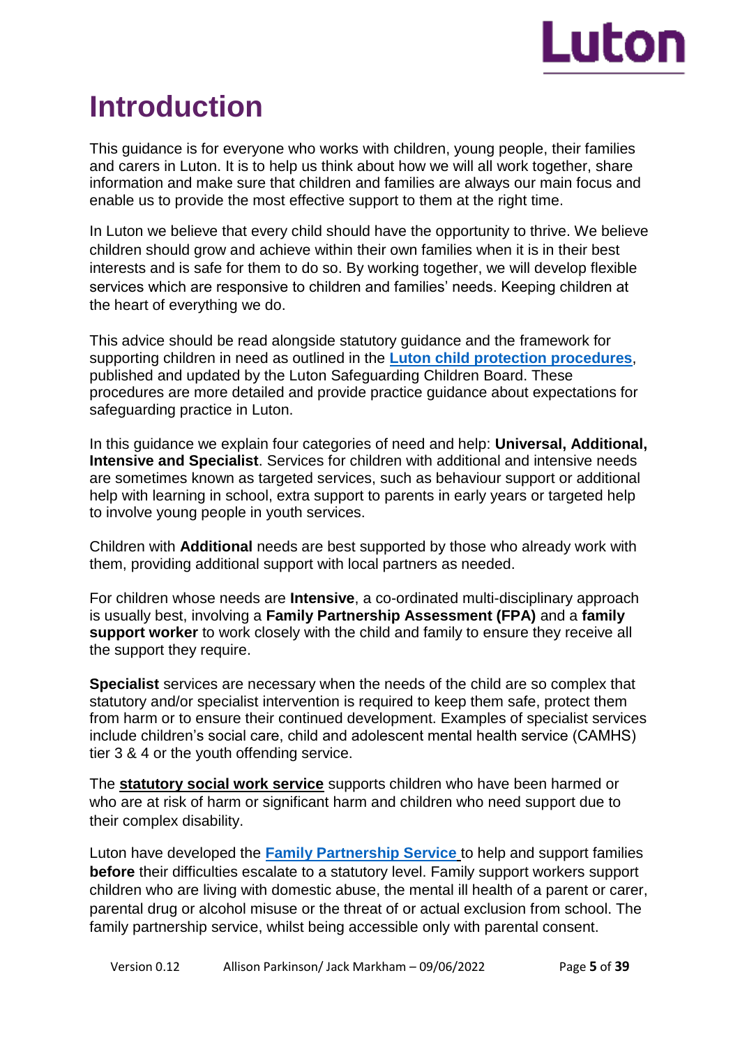# Introduction

This guidance is for everyone who works with children, young people, their families and carers in Luton. It is to help us think about how we will all work together, share information and make sure that children and families are always our main focus and enable us to provide the most effective support to them at the right time.

In Luton we believe that every child should have the opportunity to thrive. We believe children should grow and achieve within their own families when it is in their best interests and is safe for them to do so. By working together, we will develop flexible services which are responsive to children and families' needs. Keeping children at the heart of everything we do.

This advice should be read alongside statutory guidance and the framework for supporting children in need as outlined in the **Luton child protection procedures**, published and updated by the Luton Safeguarding Children Board. These procedures are more detailed and provide practice guidance about expectations for safeguarding practice in Luton.

In this guidance we explain four categories of need and help: **Universal, Additional, Intensive and Specialist**. Services for children with additional and intensive needs are sometimes known as targeted services, such as behaviour support or additional help with learning in school, extra support to parents in early years or targeted help to involve young people in youth services.

Children with **Additional** needs are best supported by those who already work with them, providing additional support with local partners as needed.

For children whose needs are **Intensive**, a co-ordinated multi-disciplinary approach is usually best, involving a **Family Partnership Assessment (FPA)** and a **family support worker** to work closely with the child and family to ensure they receive all the support they require.

**Specialist** services are necessary when the needs of the child are so complex that statutory and/or specialist intervention is required to keep them safe, protect them from harm or to ensure their continued development. Examples of specialist services include children's social care, child and adolescent mental health service (CAMHS) tier 3 & 4 or the youth offending service.

The **statutory social work service** supports children who have been harmed or who are at risk of harm or significant harm and children who need support due to their complex disability.

Luton have developed the **Family Partnership Service** to help and support families **before** their difficulties escalate to a statutory level. Family support workers support children who are living with domestic abuse, the mental ill health of a parent or carer, parental drug or alcohol misuse or the threat of or actual exclusion from school. The family partnership service, whilst being accessible only with parental consent.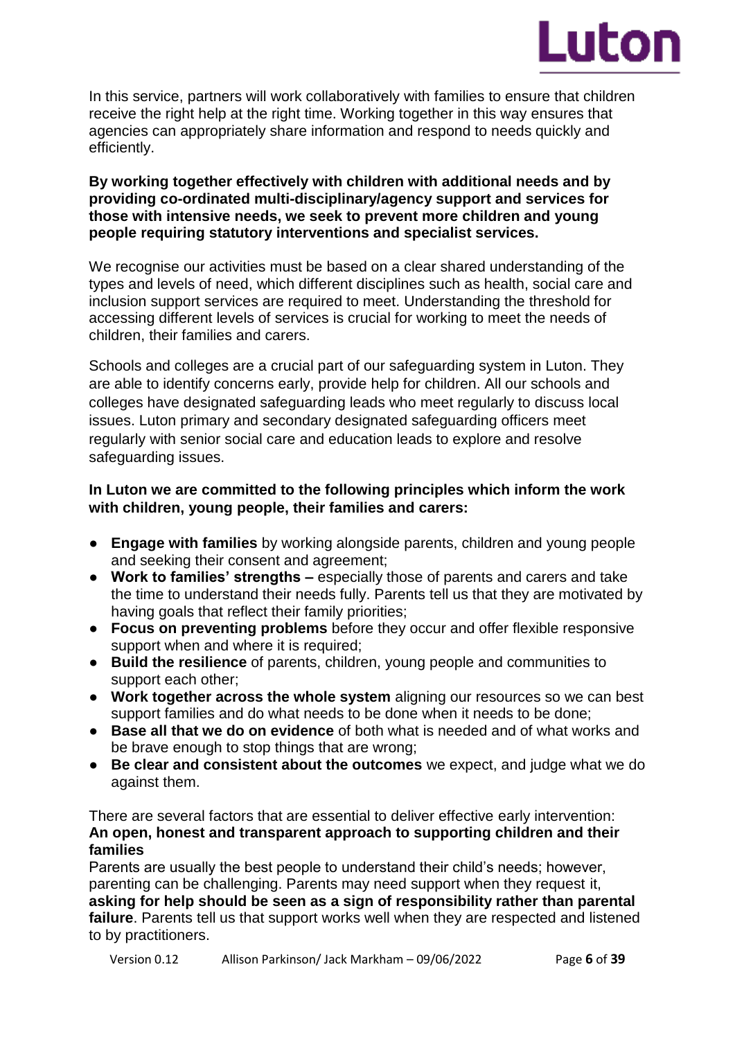In this service, partners will work collaboratively with families to ensure that children receive the right help at the right time. Working together in this way ensures that agencies can appropriately share information and respond to needs quickly and efficiently.

**By working together effectively with children with additional needs and by providing co-ordinated multi-disciplinary/agency support and services for those with intensive needs, we seek to prevent more children and young people requiring statutory interventions and specialist services.**

We recognise our activities must be based on a clear shared understanding of the types and levels of need, which different disciplines such as health, social care and inclusion support services are required to meet. Understanding the threshold for accessing different levels of services is crucial for working to meet the needs of children, their families and carers.

Schools and colleges are a crucial part of our safeguarding system in Luton. They are able to identify concerns early, provide help for children. All our schools and colleges have designated safeguarding leads who meet regularly to discuss local issues. Luton primary and secondary designated safeguarding officers meet regularly with senior social care and education leads to explore and resolve safeguarding issues.

**In Luton we are committed to the following principles which inform the work with children, young people, their families and carers:**

- **Engage with families** by working alongside parents, children and young people and seeking their consent and agreement;
- **Work to families' strengths –** especially those of parents and carers and take the time to understand their needs fully. Parents tell us that they are motivated by having goals that reflect their family priorities;
- **Focus on preventing problems** before they occur and offer flexible responsive support when and where it is required;
- **Build the resilience** of parents, children, young people and communities to support each other;
- **Work together across the whole system** aligning our resources so we can best support families and do what needs to be done when it needs to be done;
- **Base all that we do on evidence** of both what is needed and of what works and be brave enough to stop things that are wrong;
- **Be clear and consistent about the outcomes** we expect, and judge what we do against them.

There are several factors that are essential to deliver effective early intervention:
**An open, honest and transparent approach to supporting children and their families**
Parents are usually the best people to understand their child's needs; however, parenting can be challenging. Parents may need support when they request it, **asking for help should be seen as a sign of responsibility rather than parental failure**. Parents tell us that support works well when they are respected and listened to by practitioners.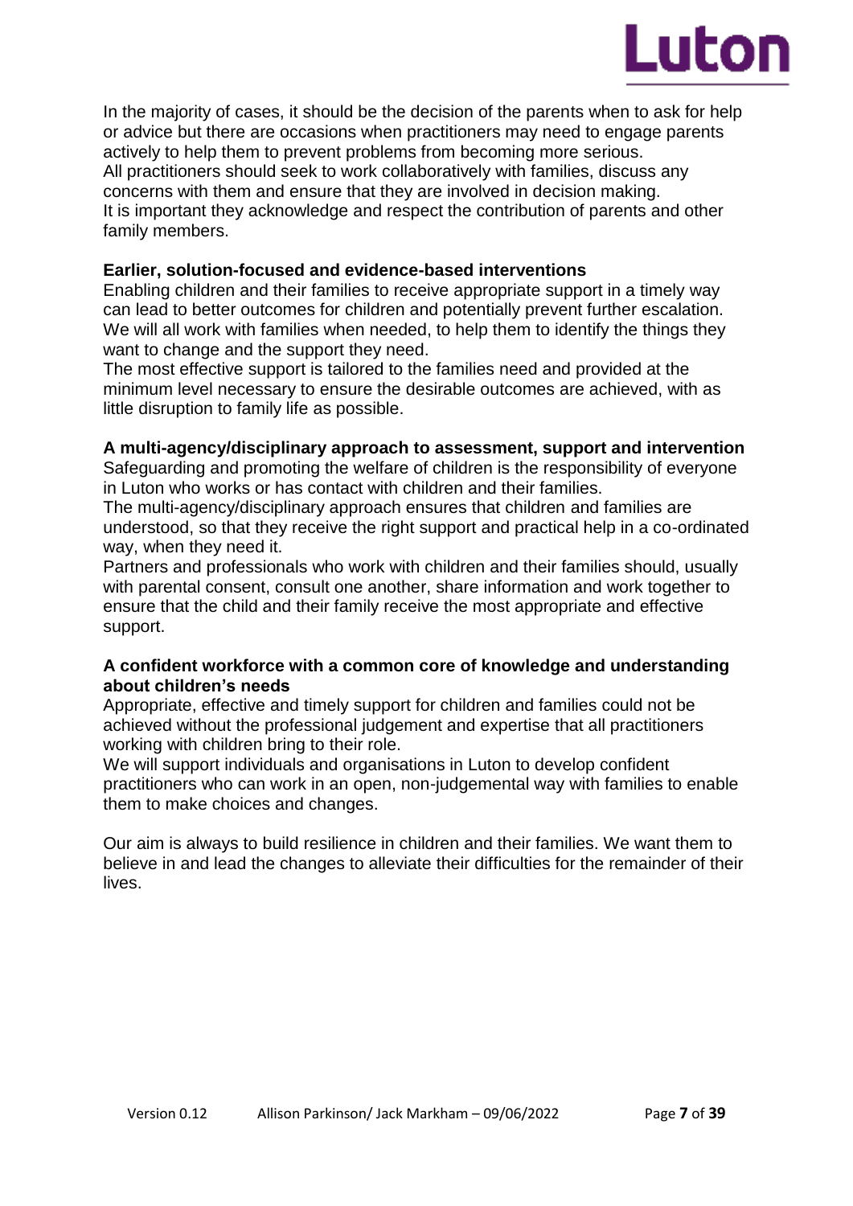In the majority of cases, it should be the decision of the parents when to ask for help or advice but there are occasions when practitioners may need to engage parents actively to help them to prevent problems from becoming more serious.
All practitioners should seek to work collaboratively with families, discuss any concerns with them and ensure that they are involved in decision making.
It is important they acknowledge and respect the contribution of parents and other family members.

**Earlier, solution-focused and evidence-based interventions**
Enabling children and their families to receive appropriate support in a timely way can lead to better outcomes for children and potentially prevent further escalation.
We will all work with families when needed, to help them to identify the things they want to change and the support they need.
The most effective support is tailored to the families need and provided at the minimum level necessary to ensure the desirable outcomes are achieved, with as little disruption to family life as possible.

**A multi-agency/disciplinary approach to assessment, support and intervention**
Safeguarding and promoting the welfare of children is the responsibility of everyone in Luton who works or has contact with children and their families.
The multi-agency/disciplinary approach ensures that children and families are understood, so that they receive the right support and practical help in a co-ordinated way, when they need it.
Partners and professionals who work with children and their families should, usually with parental consent, consult one another, share information and work together to ensure that the child and their family receive the most appropriate and effective support.

**A confident workforce with a common core of knowledge and understanding about children's needs**
Appropriate, effective and timely support for children and families could not be achieved without the professional judgement and expertise that all practitioners working with children bring to their role.
We will support individuals and organisations in Luton to develop confident practitioners who can work in an open, non-judgemental way with families to enable them to make choices and changes.

Our aim is always to build resilience in children and their families. We want them to believe in and lead the changes to alleviate their difficulties for the remainder of their lives.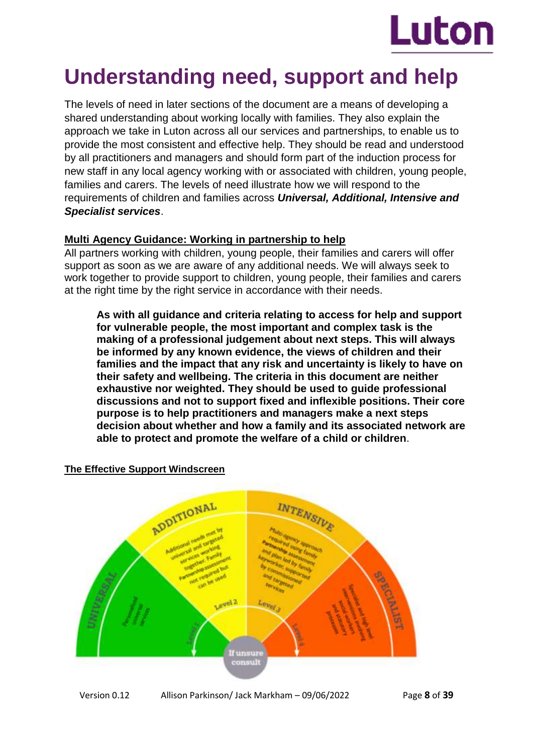# Understanding need, support and help

The levels of need in later sections of the document are a means of developing a shared understanding about working locally with families. They also explain the approach we take in Luton across all our services and partnerships, to enable us to provide the most consistent and effective help. They should be read and understood by all practitioners and managers and should form part of the induction process for new staff in any local agency working with or associated with children, young people, families and carers. The levels of need illustrate how we will respond to the requirements of children and families across ***Universal, Additional, Intensive and Specialist services***.

**Multi Agency Guidance: Working in partnership to help**

All partners working with children, young people, their families and carers will offer support as soon as we are aware of any additional needs. We will always seek to work together to provide support to children, young people, their families and carers at the right time by the right service in accordance with their needs.

> **As with all guidance and criteria relating to access for help and support for vulnerable people, the most important and complex task is the making of a professional judgement about next steps. This will always be informed by any known evidence, the views of children and their families and the impact that any risk and uncertainty is likely to have on their safety and wellbeing. The criteria in this document are neither exhaustive nor weighted. They should be used to guide professional discussions and not to support fixed and inflexible positions. Their core purpose is to help practitioners and managers make a next steps decision about whether and how a family and its associated network are able to protect and promote the welfare of a child or children**.

**The Effective Support Windscreen**

UNIVERSAL – Personalised universal services – Level 1

ADDITIONAL – Additional needs met by universal and targeted services working together. Family Partnership assessment not required but can be used – Level 2

INTENSIVE – Multi-agency approach required using family Partnership assessment and plan led by family keyworker, supported by commissioned and targeted services – Level 3

SPECIALIST – Specialist and high level interventions involving social workers and statutory processes – Level 4

If unsure consult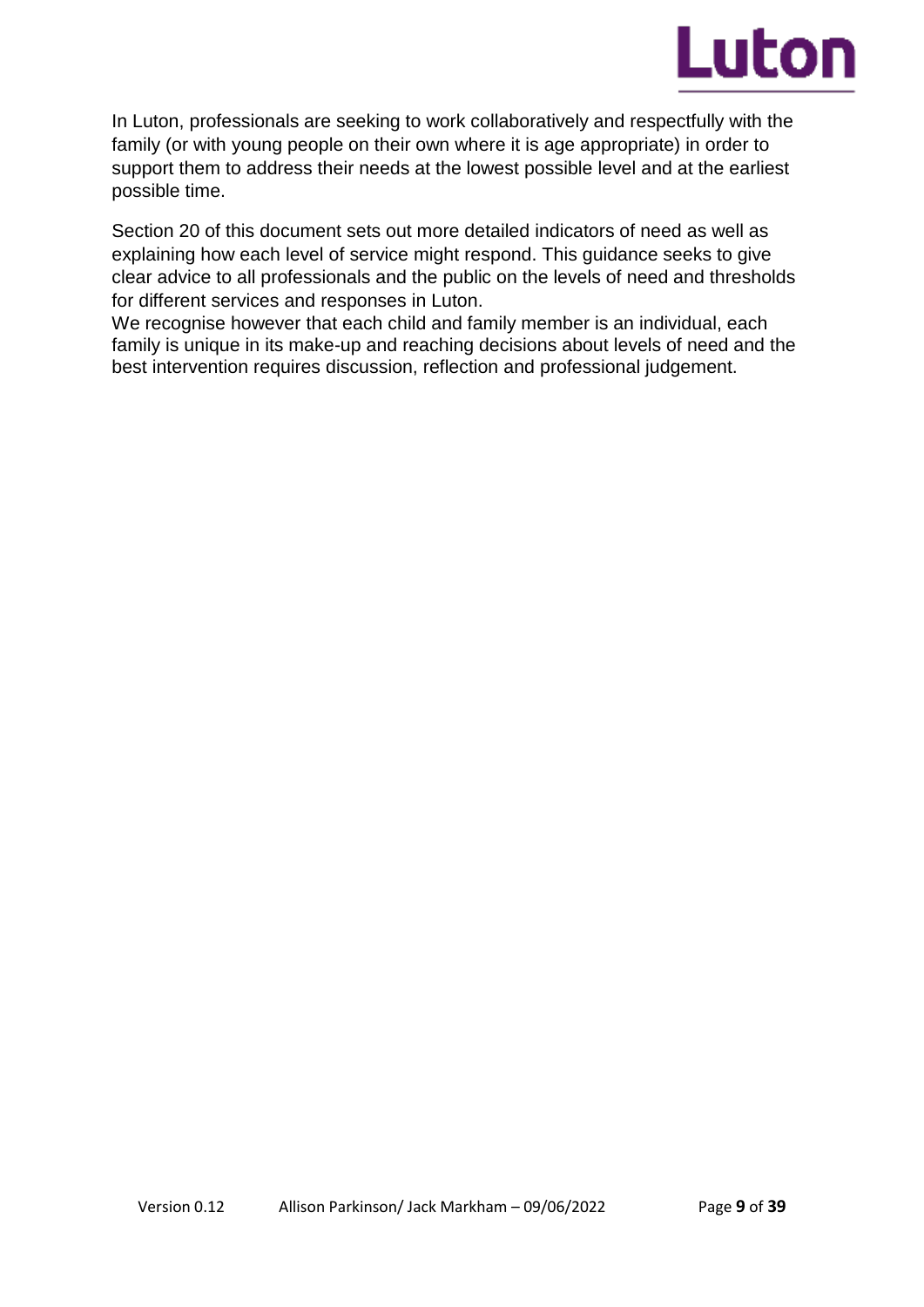In Luton, professionals are seeking to work collaboratively and respectfully with the family (or with young people on their own where it is age appropriate) in order to support them to address their needs at the lowest possible level and at the earliest possible time.

Section 20 of this document sets out more detailed indicators of need as well as explaining how each level of service might respond. This guidance seeks to give clear advice to all professionals and the public on the levels of need and thresholds for different services and responses in Luton.

We recognise however that each child and family member is an individual, each family is unique in its make-up and reaching decisions about levels of need and the best intervention requires discussion, reflection and professional judgement.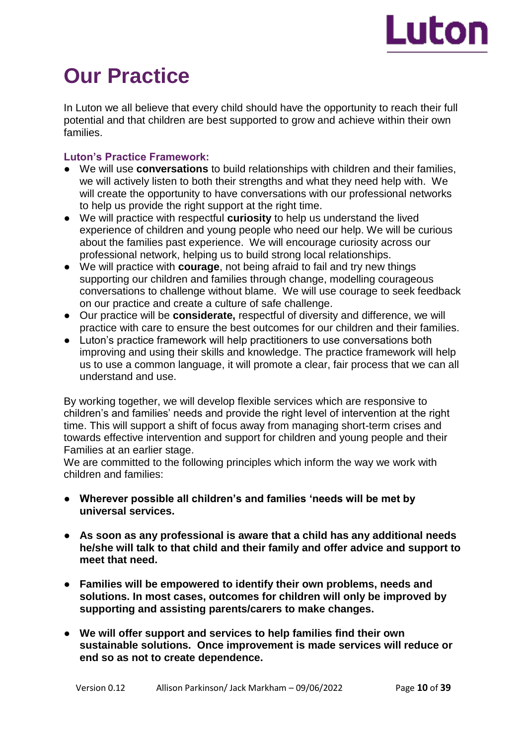# Our Practice

In Luton we all believe that every child should have the opportunity to reach their full potential and that children are best supported to grow and achieve within their own families.

### Luton's Practice Framework:

- We will use **conversations** to build relationships with children and their families, we will actively listen to both their strengths and what they need help with. We will create the opportunity to have conversations with our professional networks to help us provide the right support at the right time.
- We will practice with respectful **curiosity** to help us understand the lived experience of children and young people who need our help. We will be curious about the families past experience. We will encourage curiosity across our professional network, helping us to build strong local relationships.
- We will practice with **courage**, not being afraid to fail and try new things supporting our children and families through change, modelling courageous conversations to challenge without blame. We will use courage to seek feedback on our practice and create a culture of safe challenge.
- Our practice will be **considerate,** respectful of diversity and difference, we will practice with care to ensure the best outcomes for our children and their families.
- Luton's practice framework will help practitioners to use conversations both improving and using their skills and knowledge. The practice framework will help us to use a common language, it will promote a clear, fair process that we can all understand and use.

By working together, we will develop flexible services which are responsive to children's and families' needs and provide the right level of intervention at the right time. This will support a shift of focus away from managing short-term crises and towards effective intervention and support for children and young people and their Families at an earlier stage.
We are committed to the following principles which inform the way we work with children and families:

- **Wherever possible all children's and families 'needs will be met by universal services.**
- **As soon as any professional is aware that a child has any additional needs he/she will talk to that child and their family and offer advice and support to meet that need.**
- **Families will be empowered to identify their own problems, needs and solutions. In most cases, outcomes for children will only be improved by supporting and assisting parents/carers to make changes.**
- **We will offer support and services to help families find their own sustainable solutions. Once improvement is made services will reduce or end so as not to create dependence.**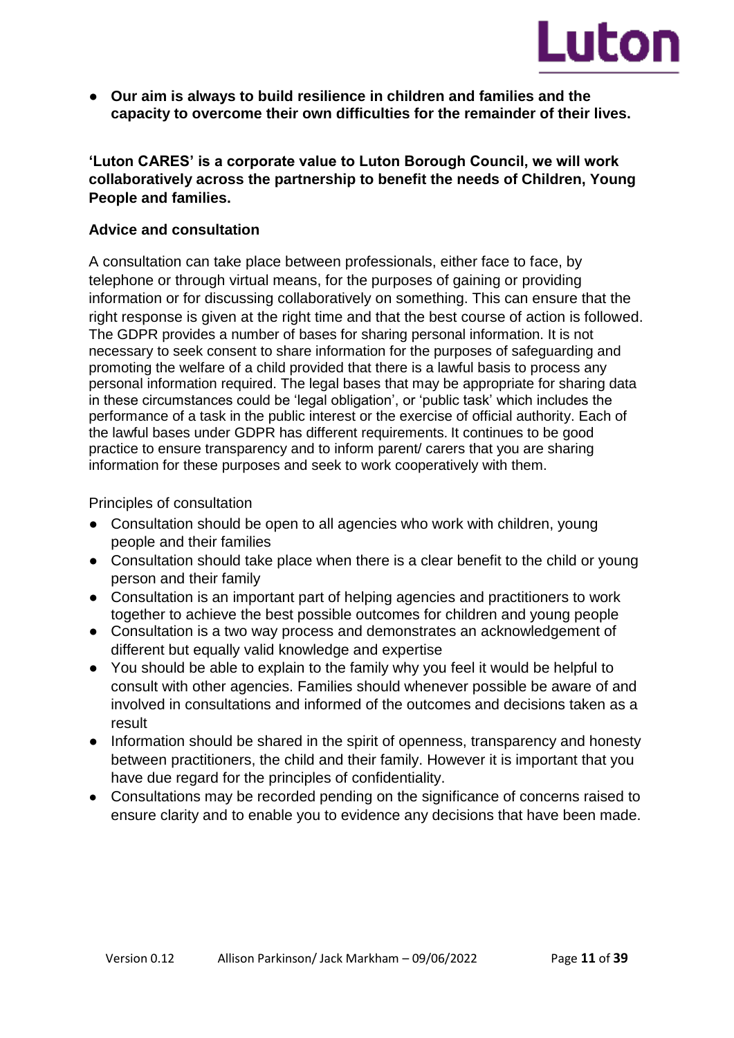- **Our aim is always to build resilience in children and families and the capacity to overcome their own difficulties for the remainder of their lives.**

**'Luton CARES' is a corporate value to Luton Borough Council, we will work collaboratively across the partnership to benefit the needs of Children, Young People and families.**

**Advice and consultation**

A consultation can take place between professionals, either face to face, by telephone or through virtual means, for the purposes of gaining or providing information or for discussing collaboratively on something. This can ensure that the right response is given at the right time and that the best course of action is followed. The GDPR provides a number of bases for sharing personal information. It is not necessary to seek consent to share information for the purposes of safeguarding and promoting the welfare of a child provided that there is a lawful basis to process any personal information required. The legal bases that may be appropriate for sharing data in these circumstances could be 'legal obligation', or 'public task' which includes the performance of a task in the public interest or the exercise of official authority. Each of the lawful bases under GDPR has different requirements. It continues to be good practice to ensure transparency and to inform parent/ carers that you are sharing information for these purposes and seek to work cooperatively with them.

Principles of consultation

- Consultation should be open to all agencies who work with children, young people and their families
- Consultation should take place when there is a clear benefit to the child or young person and their family
- Consultation is an important part of helping agencies and practitioners to work together to achieve the best possible outcomes for children and young people
- Consultation is a two way process and demonstrates an acknowledgement of different but equally valid knowledge and expertise
- You should be able to explain to the family why you feel it would be helpful to consult with other agencies. Families should whenever possible be aware of and involved in consultations and informed of the outcomes and decisions taken as a result
- Information should be shared in the spirit of openness, transparency and honesty between practitioners, the child and their family. However it is important that you have due regard for the principles of confidentiality.
- Consultations may be recorded pending on the significance of concerns raised to ensure clarity and to enable you to evidence any decisions that have been made.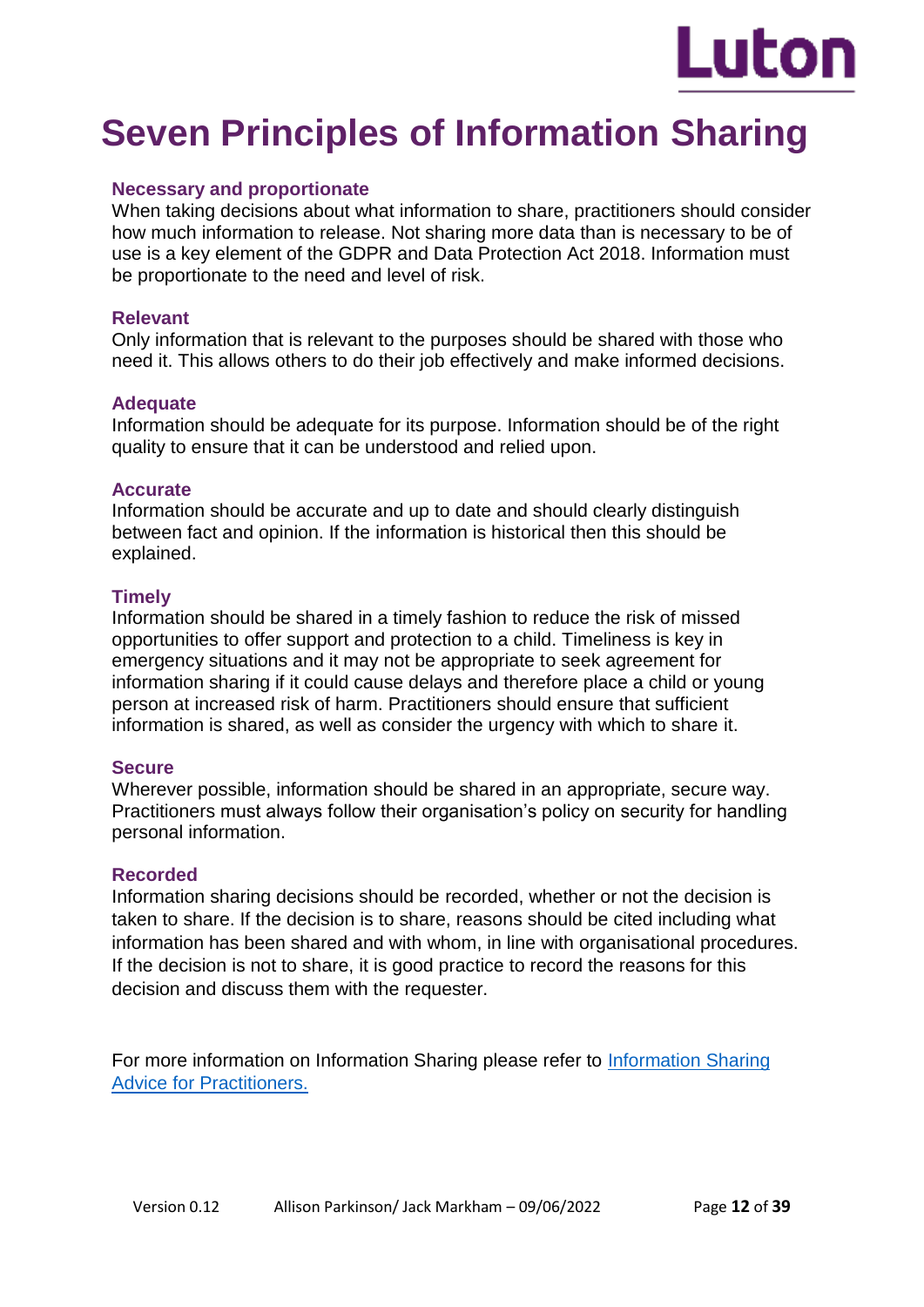# Seven Principles of Information Sharing

### Necessary and proportionate

When taking decisions about what information to share, practitioners should consider how much information to release. Not sharing more data than is necessary to be of use is a key element of the GDPR and Data Protection Act 2018. Information must be proportionate to the need and level of risk.

### Relevant

Only information that is relevant to the purposes should be shared with those who need it. This allows others to do their job effectively and make informed decisions.

### Adequate

Information should be adequate for its purpose. Information should be of the right quality to ensure that it can be understood and relied upon.

### Accurate

Information should be accurate and up to date and should clearly distinguish between fact and opinion. If the information is historical then this should be explained.

### Timely

Information should be shared in a timely fashion to reduce the risk of missed opportunities to offer support and protection to a child. Timeliness is key in emergency situations and it may not be appropriate to seek agreement for information sharing if it could cause delays and therefore place a child or young person at increased risk of harm. Practitioners should ensure that sufficient information is shared, as well as consider the urgency with which to share it.

### Secure

Wherever possible, information should be shared in an appropriate, secure way. Practitioners must always follow their organisation's policy on security for handling personal information.

### Recorded

Information sharing decisions should be recorded, whether or not the decision is taken to share. If the decision is to share, reasons should be cited including what information has been shared and with whom, in line with organisational procedures. If the decision is not to share, it is good practice to record the reasons for this decision and discuss them with the requester.

For more information on Information Sharing please refer to [Information Sharing Advice for Practitioners.]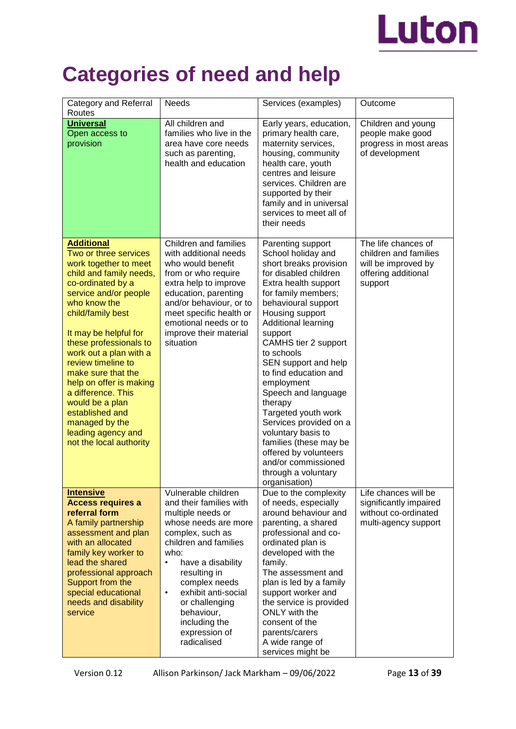# Categories of need and help

| Category and Referral Routes | Needs | Services (examples) | Outcome |
|---|---|---|---|
| **Universal**<br>Open access to provision | All children and families who live in the area have core needs such as parenting, health and education | Early years, education, primary health care, maternity services, housing, community health care, youth centres and leisure services. Children are supported by their family and in universal services to meet all of their needs | Children and young people make good progress in most areas of development |
| **Additional**<br>Two or three services work together to meet child and family needs, co-ordinated by a service and/or people who know the child/family best<br><br>It may be helpful for these professionals to work out a plan with a review timeline to make sure that the help on offer is making a difference. This would be a plan established and managed by the leading agency and not the local authority | Children and families with additional needs who would benefit from or who require extra help to improve education, parenting and/or behaviour, or to meet specific health or emotional needs or to improve their material situation | Parenting support<br>School holiday and short breaks provision for disabled children<br>Extra health support for family members; behavioural support<br>Housing support<br>Additional learning support<br>CAMHS tier 2 support to schools<br>SEN support and help to find education and employment<br>Speech and language therapy<br>Targeted youth work<br>Services provided on a voluntary basis to families (these may be offered by volunteers and/or commissioned through a voluntary organisation) | The life chances of children and families will be improved by offering additional support |
| **Intensive**<br>**Access requires a referral form**<br>A family partnership assessment and plan with an allocated family key worker to lead the shared professional approach<br>Support from the special educational needs and disability service | Vulnerable children and their families with multiple needs or whose needs are more complex, such as children and families who:<br>• have a disability resulting in complex needs<br>• exhibit anti-social or challenging behaviour, including the expression of radicalised | Due to the complexity of needs, especially around behaviour and parenting, a shared professional and co-ordinated plan is developed with the family.<br>The assessment and plan is led by a family support worker and the service is provided ONLY with the consent of the parents/carers<br>A wide range of services might be | Life chances will be significantly impaired without co-ordinated multi-agency support |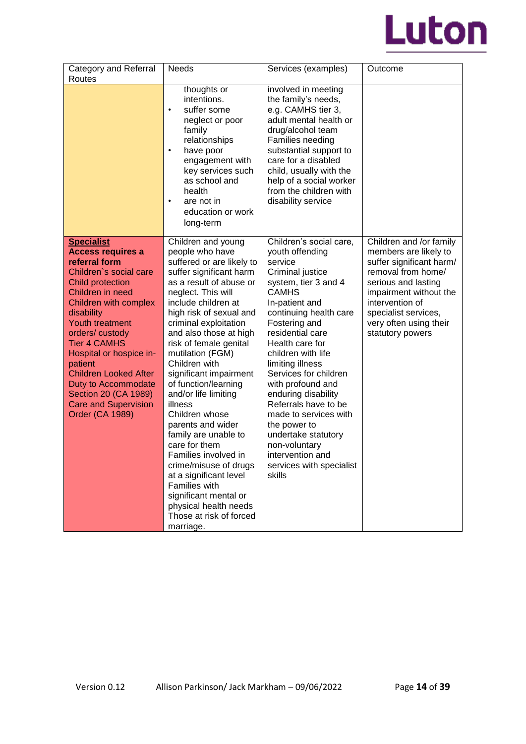| Category and Referral Routes | Needs | Services (examples) | Outcome |
|---|---|---|---|
| | thoughts or intentions.<br>• suffer some neglect or poor family relationships<br>• have poor engagement with key services such as school and health<br>• are not in education or work long-term | involved in meeting the family's needs, e.g. CAMHS tier 3, adult mental health or drug/alcohol team<br>Families needing substantial support to care for a disabled child, usually with the help of a social worker from the children with disability service | |
| **Specialist**<br>**Access requires a referral form**<br>Children`s social care<br>Child protection<br>Children in need<br>Children with complex disability<br>Youth treatment orders/ custody<br>Tier 4 CAMHS<br>Hospital or hospice in-patient<br>Children Looked After<br>Duty to Accommodate Section 20 (CA 1989)<br>Care and Supervision Order (CA 1989) | Children and young people who have suffered or are likely to suffer significant harm as a result of abuse or neglect. This will include children at high risk of sexual and criminal exploitation and also those at high risk of female genital mutilation (FGM)<br>Children with significant impairment of function/learning and/or life limiting illness<br>Children whose parents and wider family are unable to care for them<br>Families involved in crime/misuse of drugs at a significant level<br>Families with significant mental or physical health needs<br>Those at risk of forced marriage. | Children's social care, youth offending service<br>Criminal justice system, tier 3 and 4 CAMHS<br>In-patient and continuing health care<br>Fostering and residential care<br>Health care for children with life limiting illness<br>Services for children with profound and enduring disability<br>Referrals have to be made to services with the power to undertake statutory non-voluntary intervention and services with specialist skills | Children and /or family members are likely to suffer significant harm/ removal from home/ serious and lasting impairment without the intervention of specialist services, very often using their statutory powers |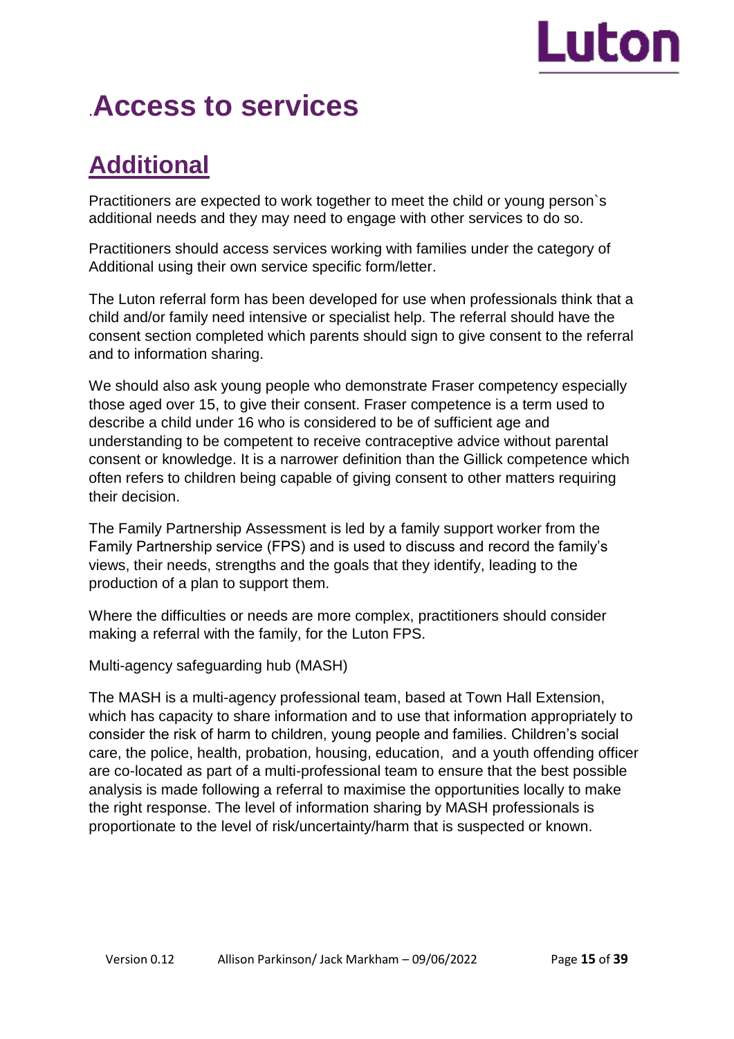# .Access to services

## Additional

Practitioners are expected to work together to meet the child or young person`s additional needs and they may need to engage with other services to do so.

Practitioners should access services working with families under the category of Additional using their own service specific form/letter.

The Luton referral form has been developed for use when professionals think that a child and/or family need intensive or specialist help. The referral should have the consent section completed which parents should sign to give consent to the referral and to information sharing.

We should also ask young people who demonstrate Fraser competency especially those aged over 15, to give their consent. Fraser competence is a term used to describe a child under 16 who is considered to be of sufficient age and understanding to be competent to receive contraceptive advice without parental consent or knowledge. It is a narrower definition than the Gillick competence which often refers to children being capable of giving consent to other matters requiring their decision.

The Family Partnership Assessment is led by a family support worker from the Family Partnership service (FPS) and is used to discuss and record the family's views, their needs, strengths and the goals that they identify, leading to the production of a plan to support them.

Where the difficulties or needs are more complex, practitioners should consider making a referral with the family, for the Luton FPS.

Multi-agency safeguarding hub (MASH)

The MASH is a multi-agency professional team, based at Town Hall Extension, which has capacity to share information and to use that information appropriately to consider the risk of harm to children, young people and families. Children's social care, the police, health, probation, housing, education, and a youth offending officer are co-located as part of a multi-professional team to ensure that the best possible analysis is made following a referral to maximise the opportunities locally to make the right response. The level of information sharing by MASH professionals is proportionate to the level of risk/uncertainty/harm that is suspected or known.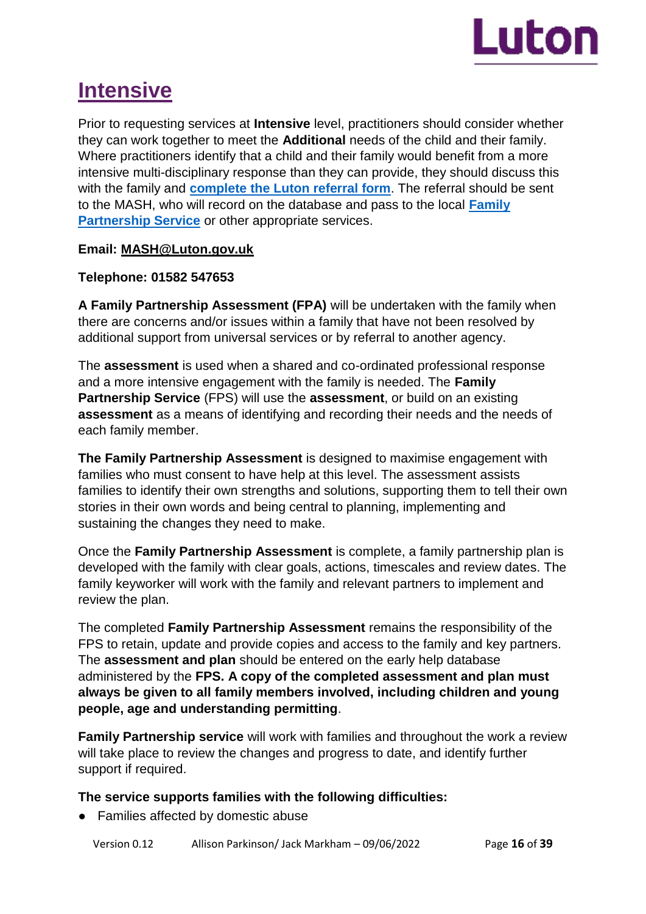# Intensive

Prior to requesting services at **Intensive** level, practitioners should consider whether they can work together to meet the **Additional** needs of the child and their family. Where practitioners identify that a child and their family would benefit from a more intensive multi-disciplinary response than they can provide, they should discuss this with the family and **complete the Luton referral form**. The referral should be sent to the MASH, who will record on the database and pass to the local **Family Partnership Service** or other appropriate services.

**Email: MASH@Luton.gov.uk**

**Telephone: 01582 547653**

**A Family Partnership Assessment (FPA)** will be undertaken with the family when there are concerns and/or issues within a family that have not been resolved by additional support from universal services or by referral to another agency.

The **assessment** is used when a shared and co-ordinated professional response and a more intensive engagement with the family is needed. The **Family Partnership Service** (FPS) will use the **assessment**, or build on an existing **assessment** as a means of identifying and recording their needs and the needs of each family member.

**The Family Partnership Assessment** is designed to maximise engagement with families who must consent to have help at this level. The assessment assists families to identify their own strengths and solutions, supporting them to tell their own stories in their own words and being central to planning, implementing and sustaining the changes they need to make.

Once the **Family Partnership Assessment** is complete, a family partnership plan is developed with the family with clear goals, actions, timescales and review dates. The family keyworker will work with the family and relevant partners to implement and review the plan.

The completed **Family Partnership Assessment** remains the responsibility of the FPS to retain, update and provide copies and access to the family and key partners. The **assessment and plan** should be entered on the early help database administered by the **FPS. A copy of the completed assessment and plan must always be given to all family members involved, including children and young people, age and understanding permitting**.

**Family Partnership service** will work with families and throughout the work a review will take place to review the changes and progress to date, and identify further support if required.

**The service supports families with the following difficulties:**

- Families affected by domestic abuse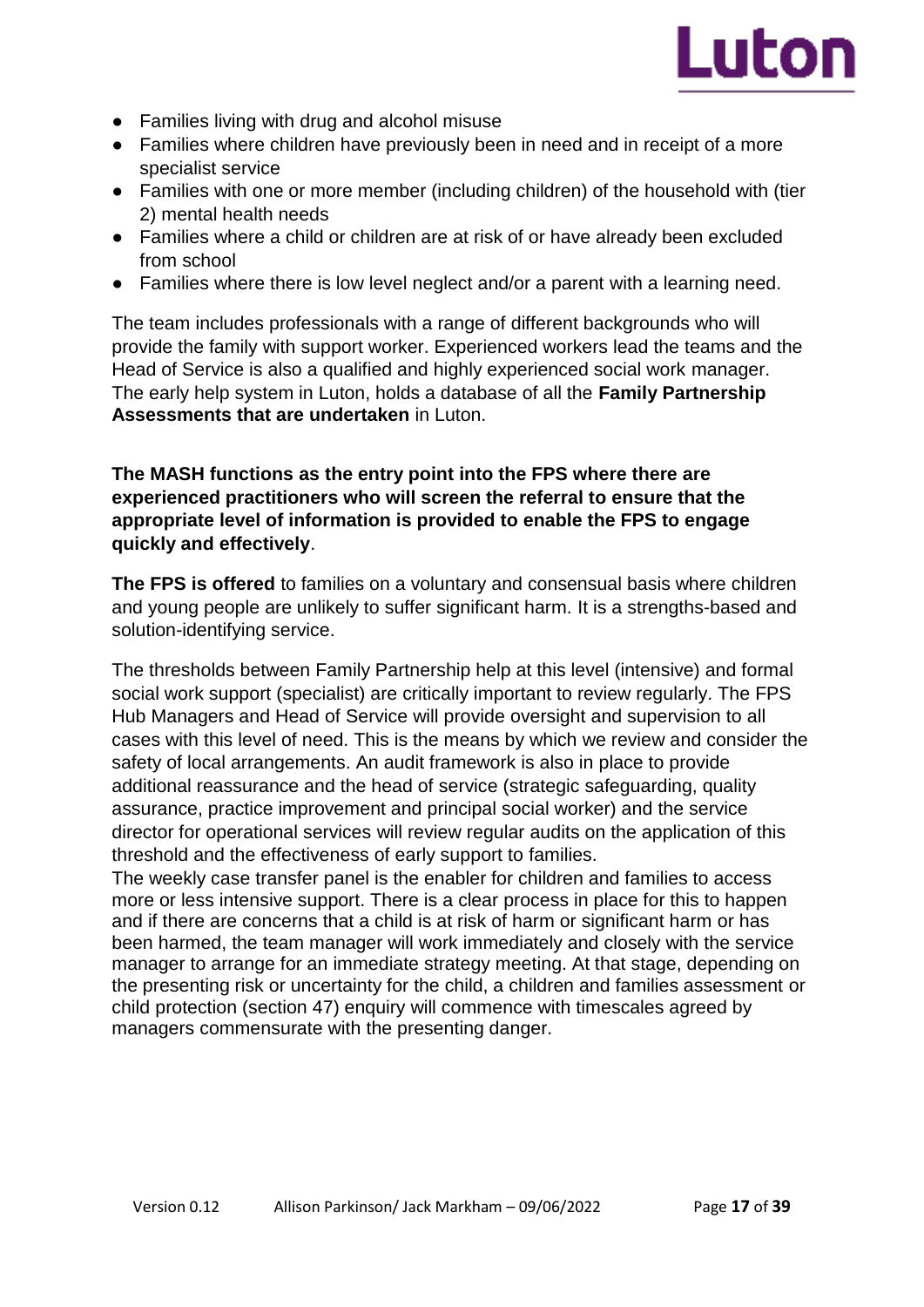- Families living with drug and alcohol misuse
- Families where children have previously been in need and in receipt of a more specialist service
- Families with one or more member (including children) of the household with (tier 2) mental health needs
- Families where a child or children are at risk of or have already been excluded from school
- Families where there is low level neglect and/or a parent with a learning need.

The team includes professionals with a range of different backgrounds who will provide the family with support worker. Experienced workers lead the teams and the Head of Service is also a qualified and highly experienced social work manager. The early help system in Luton, holds a database of all the **Family Partnership Assessments that are undertaken** in Luton.

**The MASH functions as the entry point into the FPS where there are experienced practitioners who will screen the referral to ensure that the appropriate level of information is provided to enable the FPS to engage quickly and effectively**.

**The FPS is offered** to families on a voluntary and consensual basis where children and young people are unlikely to suffer significant harm. It is a strengths-based and solution-identifying service.

The thresholds between Family Partnership help at this level (intensive) and formal social work support (specialist) are critically important to review regularly. The FPS Hub Managers and Head of Service will provide oversight and supervision to all cases with this level of need. This is the means by which we review and consider the safety of local arrangements. An audit framework is also in place to provide additional reassurance and the head of service (strategic safeguarding, quality assurance, practice improvement and principal social worker) and the service director for operational services will review regular audits on the application of this threshold and the effectiveness of early support to families.

The weekly case transfer panel is the enabler for children and families to access more or less intensive support. There is a clear process in place for this to happen and if there are concerns that a child is at risk of harm or significant harm or has been harmed, the team manager will work immediately and closely with the service manager to arrange for an immediate strategy meeting. At that stage, depending on the presenting risk or uncertainty for the child, a children and families assessment or child protection (section 47) enquiry will commence with timescales agreed by managers commensurate with the presenting danger.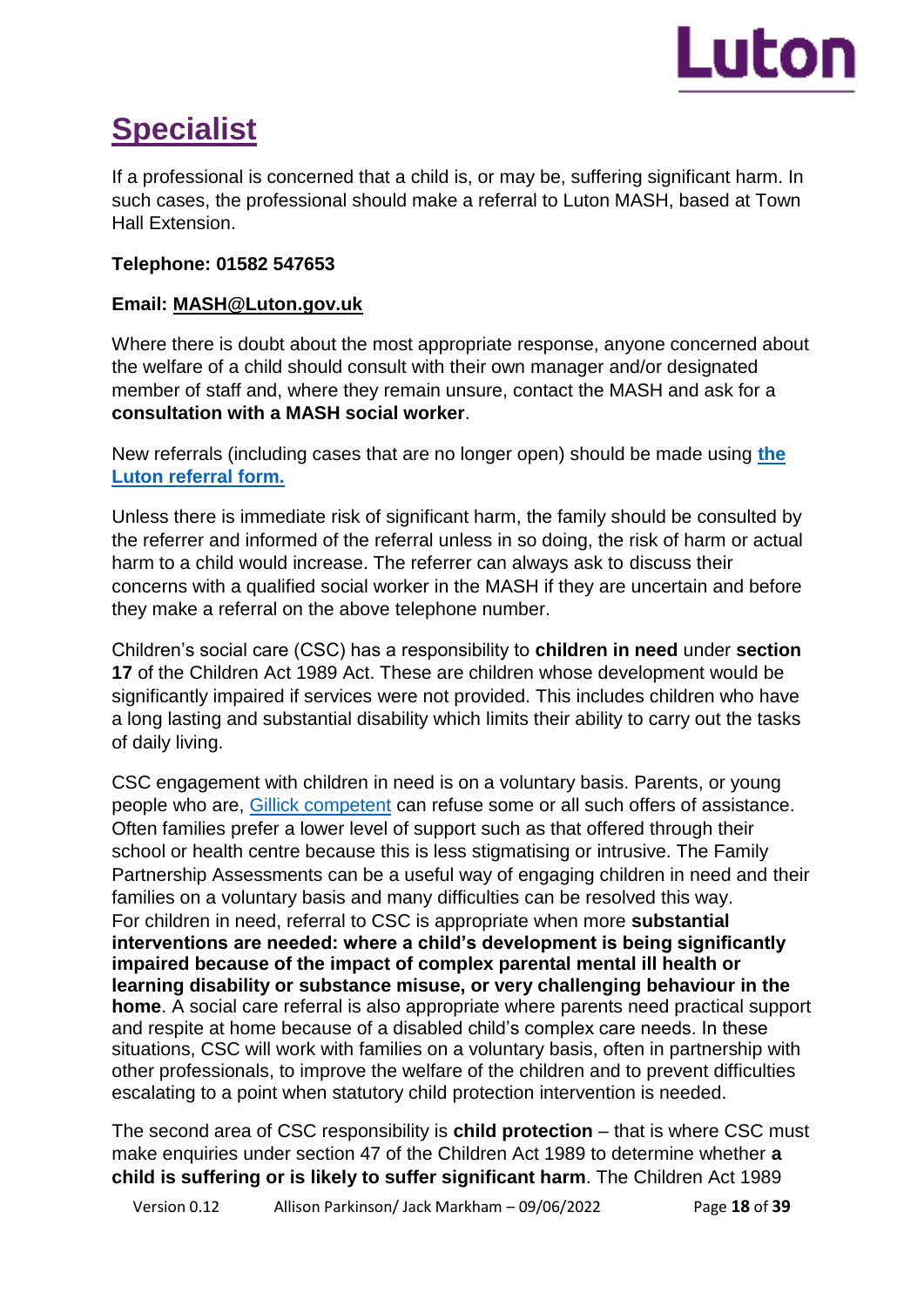# Specialist

If a professional is concerned that a child is, or may be, suffering significant harm. In such cases, the professional should make a referral to Luton MASH, based at Town Hall Extension.

**Telephone: 01582 547653**

**Email: MASH@Luton.gov.uk**

Where there is doubt about the most appropriate response, anyone concerned about the welfare of a child should consult with their own manager and/or designated member of staff and, where they remain unsure, contact the MASH and ask for a **consultation with a MASH social worker**.

New referrals (including cases that are no longer open) should be made using **the Luton referral form.**

Unless there is immediate risk of significant harm, the family should be consulted by the referrer and informed of the referral unless in so doing, the risk of harm or actual harm to a child would increase. The referrer can always ask to discuss their concerns with a qualified social worker in the MASH if they are uncertain and before they make a referral on the above telephone number.

Children's social care (CSC) has a responsibility to **children in need** under **section 17** of the Children Act 1989 Act. These are children whose development would be significantly impaired if services were not provided. This includes children who have a long lasting and substantial disability which limits their ability to carry out the tasks of daily living.

CSC engagement with children in need is on a voluntary basis. Parents, or young people who are, Gillick competent can refuse some or all such offers of assistance. Often families prefer a lower level of support such as that offered through their school or health centre because this is less stigmatising or intrusive. The Family Partnership Assessments can be a useful way of engaging children in need and their families on a voluntary basis and many difficulties can be resolved this way.
For children in need, referral to CSC is appropriate when more **substantial interventions are needed: where a child's development is being significantly impaired because of the impact of complex parental mental ill health or learning disability or substance misuse, or very challenging behaviour in the home**. A social care referral is also appropriate where parents need practical support and respite at home because of a disabled child's complex care needs. In these situations, CSC will work with families on a voluntary basis, often in partnership with other professionals, to improve the welfare of the children and to prevent difficulties escalating to a point when statutory child protection intervention is needed.

The second area of CSC responsibility is **child protection** – that is where CSC must make enquiries under section 47 of the Children Act 1989 to determine whether **a child is suffering or is likely to suffer significant harm**. The Children Act 1989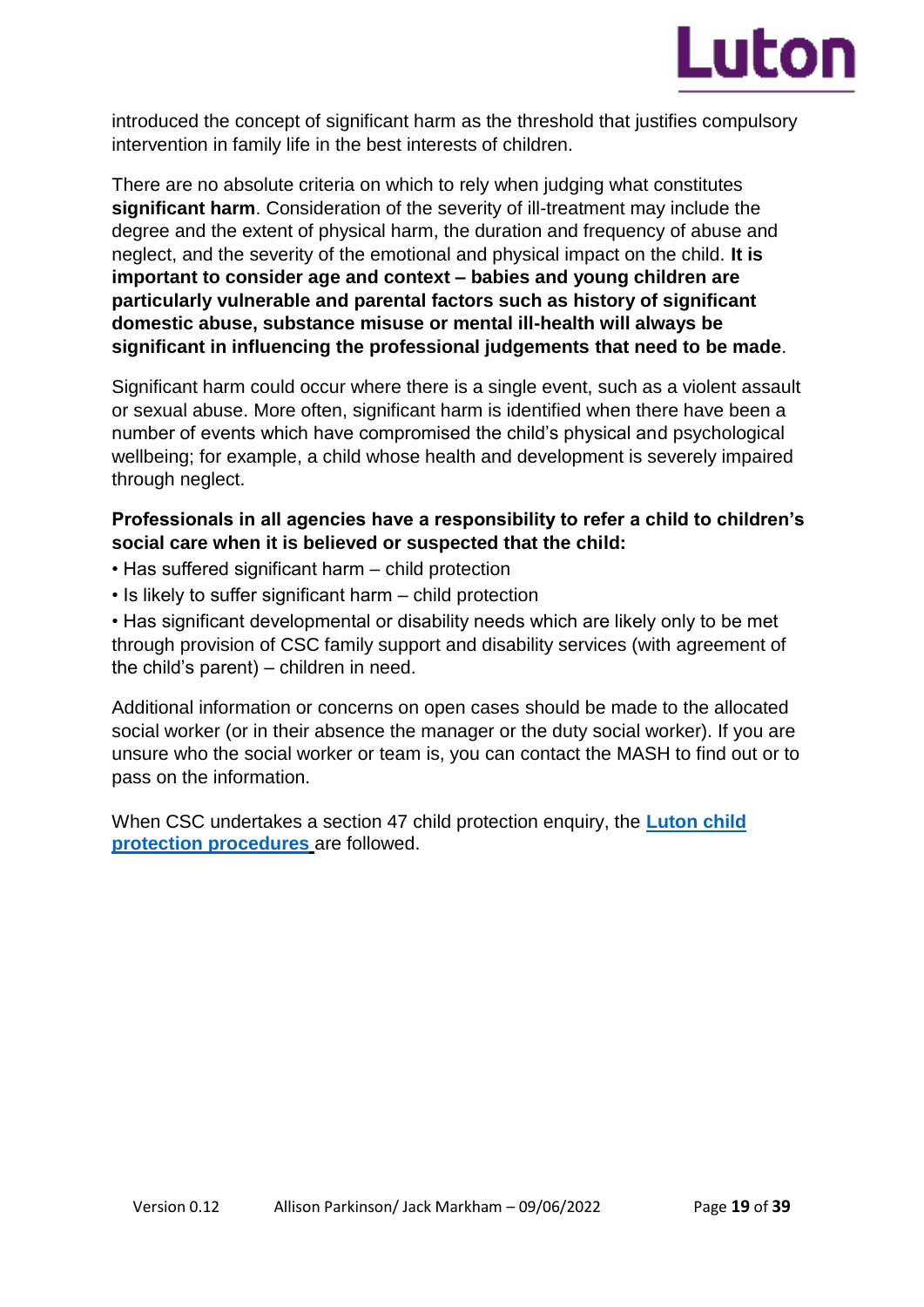introduced the concept of significant harm as the threshold that justifies compulsory intervention in family life in the best interests of children.

There are no absolute criteria on which to rely when judging what constitutes **significant harm**. Consideration of the severity of ill-treatment may include the degree and the extent of physical harm, the duration and frequency of abuse and neglect, and the severity of the emotional and physical impact on the child. **It is important to consider age and context – babies and young children are particularly vulnerable and parental factors such as history of significant domestic abuse, substance misuse or mental ill-health will always be significant in influencing the professional judgements that need to be made**.

Significant harm could occur where there is a single event, such as a violent assault or sexual abuse. More often, significant harm is identified when there have been a number of events which have compromised the child's physical and psychological wellbeing; for example, a child whose health and development is severely impaired through neglect.

**Professionals in all agencies have a responsibility to refer a child to children's social care when it is believed or suspected that the child:**

- Has suffered significant harm – child protection
- Is likely to suffer significant harm – child protection
- Has significant developmental or disability needs which are likely only to be met through provision of CSC family support and disability services (with agreement of the child's parent) – children in need.

Additional information or concerns on open cases should be made to the allocated social worker (or in their absence the manager or the duty social worker). If you are unsure who the social worker or team is, you can contact the MASH to find out or to pass on the information.

When CSC undertakes a section 47 child protection enquiry, the **Luton child protection procedures** are followed.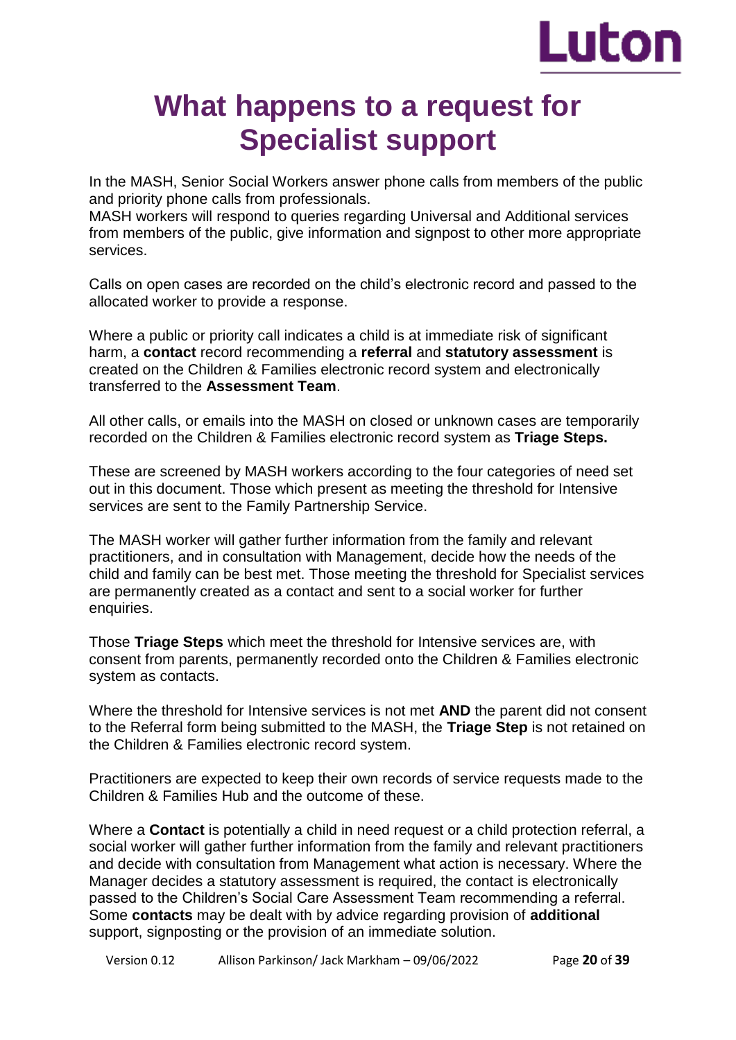# What happens to a request for Specialist support

In the MASH, Senior Social Workers answer phone calls from members of the public and priority phone calls from professionals.
MASH workers will respond to queries regarding Universal and Additional services from members of the public, give information and signpost to other more appropriate services.

Calls on open cases are recorded on the child's electronic record and passed to the allocated worker to provide a response.

Where a public or priority call indicates a child is at immediate risk of significant harm, a **contact** record recommending a **referral** and **statutory assessment** is created on the Children & Families electronic record system and electronically transferred to the **Assessment Team**.

All other calls, or emails into the MASH on closed or unknown cases are temporarily recorded on the Children & Families electronic record system as **Triage Steps.**

These are screened by MASH workers according to the four categories of need set out in this document. Those which present as meeting the threshold for Intensive services are sent to the Family Partnership Service.

The MASH worker will gather further information from the family and relevant practitioners, and in consultation with Management, decide how the needs of the child and family can be best met. Those meeting the threshold for Specialist services are permanently created as a contact and sent to a social worker for further enquiries.

Those **Triage Steps** which meet the threshold for Intensive services are, with consent from parents, permanently recorded onto the Children & Families electronic system as contacts.

Where the threshold for Intensive services is not met **AND** the parent did not consent to the Referral form being submitted to the MASH, the **Triage Step** is not retained on the Children & Families electronic record system.

Practitioners are expected to keep their own records of service requests made to the Children & Families Hub and the outcome of these.

Where a **Contact** is potentially a child in need request or a child protection referral, a social worker will gather further information from the family and relevant practitioners and decide with consultation from Management what action is necessary. Where the Manager decides a statutory assessment is required, the contact is electronically passed to the Children's Social Care Assessment Team recommending a referral. Some **contacts** may be dealt with by advice regarding provision of **additional** support, signposting or the provision of an immediate solution.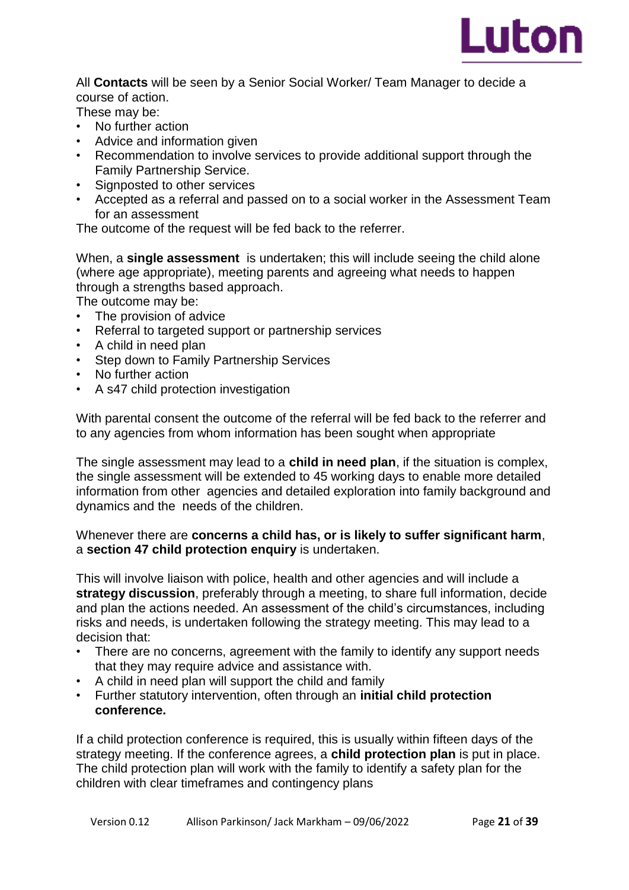All **Contacts** will be seen by a Senior Social Worker/ Team Manager to decide a course of action.

These may be:

- No further action
- Advice and information given
- Recommendation to involve services to provide additional support through the Family Partnership Service.
- Signposted to other services
- Accepted as a referral and passed on to a social worker in the Assessment Team for an assessment

The outcome of the request will be fed back to the referrer.

When, a **single assessment** is undertaken; this will include seeing the child alone (where age appropriate), meeting parents and agreeing what needs to happen through a strengths based approach.

The outcome may be:

- The provision of advice
- Referral to targeted support or partnership services
- A child in need plan
- Step down to Family Partnership Services
- No further action
- A s47 child protection investigation

With parental consent the outcome of the referral will be fed back to the referrer and to any agencies from whom information has been sought when appropriate

The single assessment may lead to a **child in need plan**, if the situation is complex, the single assessment will be extended to 45 working days to enable more detailed information from other agencies and detailed exploration into family background and dynamics and the needs of the children.

Whenever there are **concerns a child has, or is likely to suffer significant harm**, a **section 47 child protection enquiry** is undertaken.

This will involve liaison with police, health and other agencies and will include a **strategy discussion**, preferably through a meeting, to share full information, decide and plan the actions needed. An assessment of the child's circumstances, including risks and needs, is undertaken following the strategy meeting. This may lead to a decision that:

- There are no concerns, agreement with the family to identify any support needs that they may require advice and assistance with.
- A child in need plan will support the child and family
- Further statutory intervention, often through an **initial child protection conference.**

If a child protection conference is required, this is usually within fifteen days of the strategy meeting. If the conference agrees, a **child protection plan** is put in place. The child protection plan will work with the family to identify a safety plan for the children with clear timeframes and contingency plans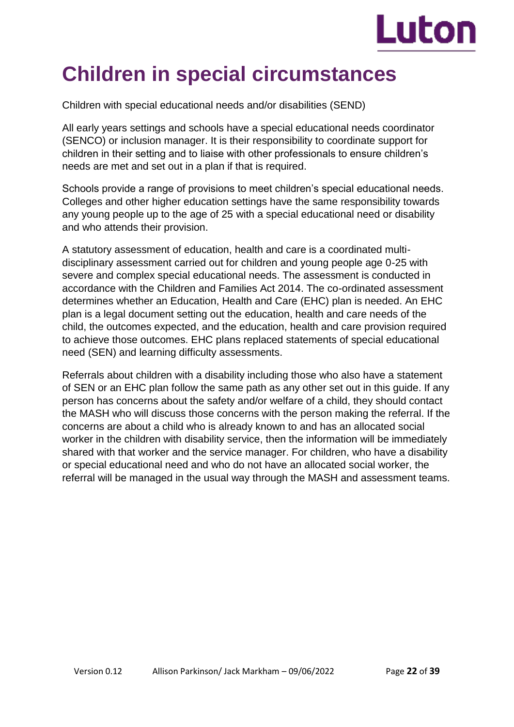# Children in special circumstances

Children with special educational needs and/or disabilities (SEND)

All early years settings and schools have a special educational needs coordinator (SENCO) or inclusion manager. It is their responsibility to coordinate support for children in their setting and to liaise with other professionals to ensure children's needs are met and set out in a plan if that is required.

Schools provide a range of provisions to meet children's special educational needs. Colleges and other higher education settings have the same responsibility towards any young people up to the age of 25 with a special educational need or disability and who attends their provision.

A statutory assessment of education, health and care is a coordinated multi-disciplinary assessment carried out for children and young people age 0-25 with severe and complex special educational needs. The assessment is conducted in accordance with the Children and Families Act 2014. The co-ordinated assessment determines whether an Education, Health and Care (EHC) plan is needed. An EHC plan is a legal document setting out the education, health and care needs of the child, the outcomes expected, and the education, health and care provision required to achieve those outcomes. EHC plans replaced statements of special educational need (SEN) and learning difficulty assessments.

Referrals about children with a disability including those who also have a statement of SEN or an EHC plan follow the same path as any other set out in this guide. If any person has concerns about the safety and/or welfare of a child, they should contact the MASH who will discuss those concerns with the person making the referral. If the concerns are about a child who is already known to and has an allocated social worker in the children with disability service, then the information will be immediately shared with that worker and the service manager. For children, who have a disability or special educational need and who do not have an allocated social worker, the referral will be managed in the usual way through the MASH and assessment teams.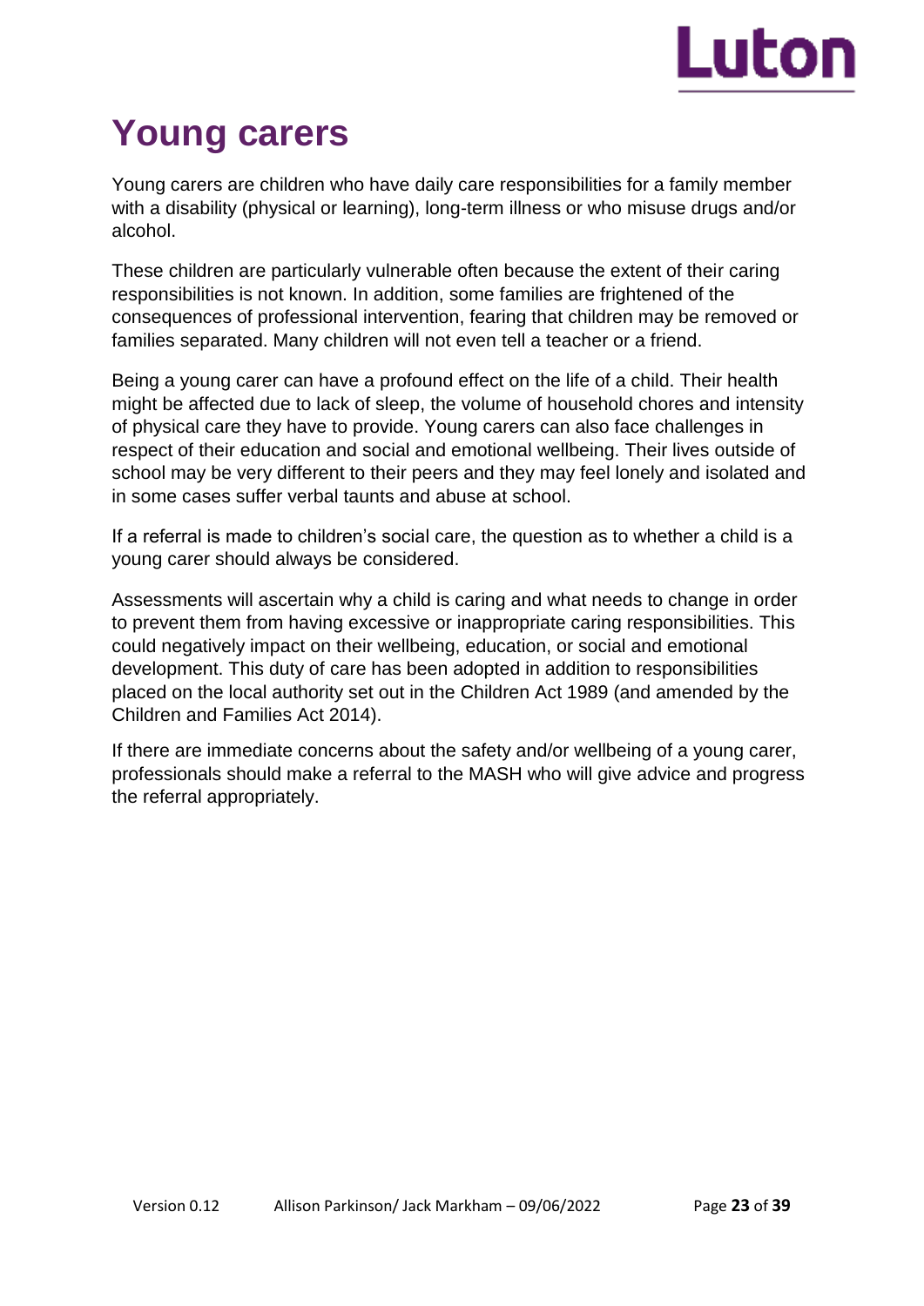# Young carers

Young carers are children who have daily care responsibilities for a family member with a disability (physical or learning), long-term illness or who misuse drugs and/or alcohol.

These children are particularly vulnerable often because the extent of their caring responsibilities is not known. In addition, some families are frightened of the consequences of professional intervention, fearing that children may be removed or families separated. Many children will not even tell a teacher or a friend.

Being a young carer can have a profound effect on the life of a child. Their health might be affected due to lack of sleep, the volume of household chores and intensity of physical care they have to provide. Young carers can also face challenges in respect of their education and social and emotional wellbeing. Their lives outside of school may be very different to their peers and they may feel lonely and isolated and in some cases suffer verbal taunts and abuse at school.

If a referral is made to children's social care, the question as to whether a child is a young carer should always be considered.

Assessments will ascertain why a child is caring and what needs to change in order to prevent them from having excessive or inappropriate caring responsibilities. This could negatively impact on their wellbeing, education, or social and emotional development. This duty of care has been adopted in addition to responsibilities placed on the local authority set out in the Children Act 1989 (and amended by the Children and Families Act 2014).

If there are immediate concerns about the safety and/or wellbeing of a young carer, professionals should make a referral to the MASH who will give advice and progress the referral appropriately.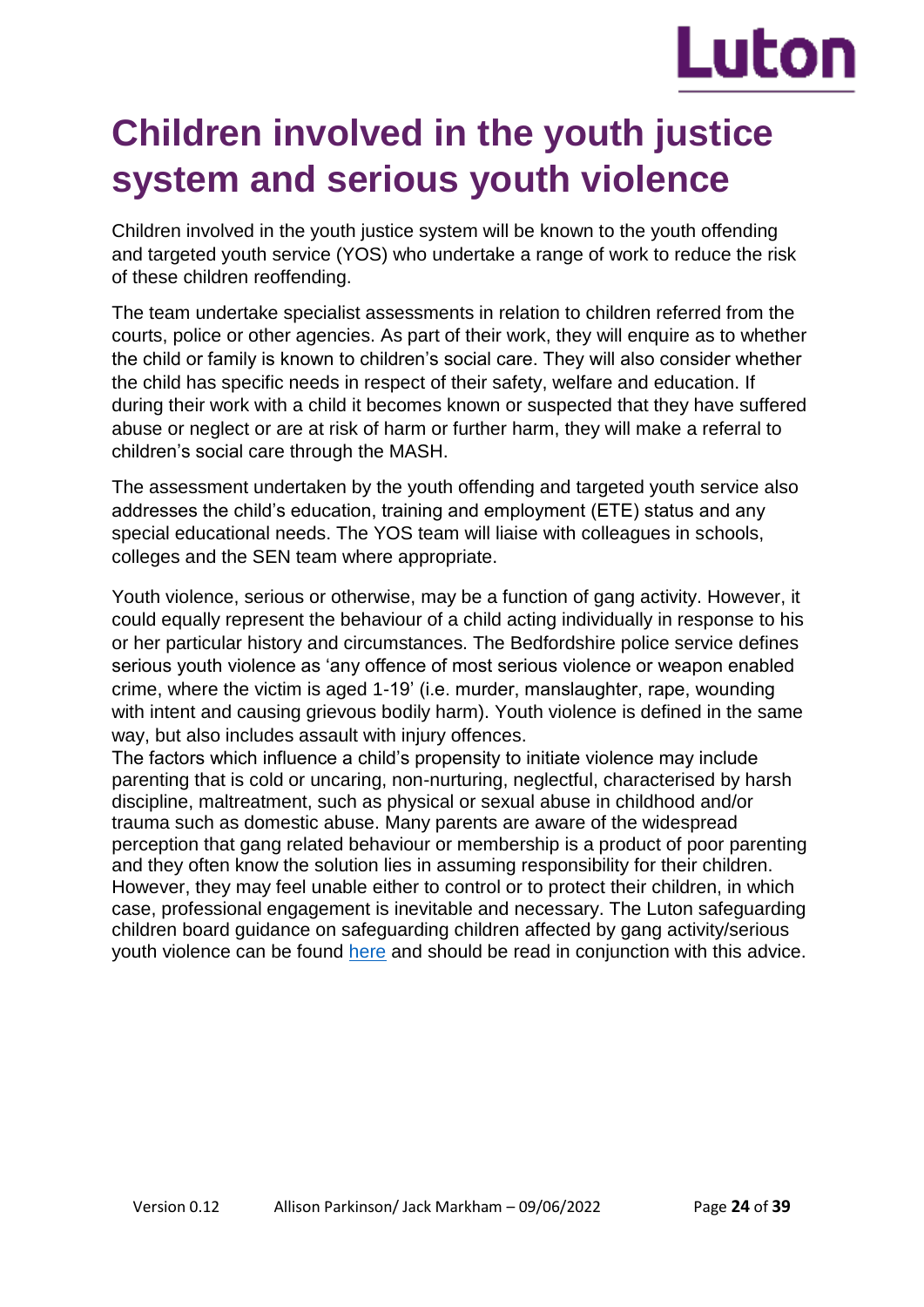# Children involved in the youth justice system and serious youth violence

Children involved in the youth justice system will be known to the youth offending and targeted youth service (YOS) who undertake a range of work to reduce the risk of these children reoffending.

The team undertake specialist assessments in relation to children referred from the courts, police or other agencies. As part of their work, they will enquire as to whether the child or family is known to children's social care. They will also consider whether the child has specific needs in respect of their safety, welfare and education. If during their work with a child it becomes known or suspected that they have suffered abuse or neglect or are at risk of harm or further harm, they will make a referral to children's social care through the MASH.

The assessment undertaken by the youth offending and targeted youth service also addresses the child's education, training and employment (ETE) status and any special educational needs. The YOS team will liaise with colleagues in schools, colleges and the SEN team where appropriate.

Youth violence, serious or otherwise, may be a function of gang activity. However, it could equally represent the behaviour of a child acting individually in response to his or her particular history and circumstances. The Bedfordshire police service defines serious youth violence as 'any offence of most serious violence or weapon enabled crime, where the victim is aged 1-19' (i.e. murder, manslaughter, rape, wounding with intent and causing grievous bodily harm). Youth violence is defined in the same way, but also includes assault with injury offences.

The factors which influence a child's propensity to initiate violence may include parenting that is cold or uncaring, non-nurturing, neglectful, characterised by harsh discipline, maltreatment, such as physical or sexual abuse in childhood and/or trauma such as domestic abuse. Many parents are aware of the widespread perception that gang related behaviour or membership is a product of poor parenting and they often know the solution lies in assuming responsibility for their children. However, they may feel unable either to control or to protect their children, in which case, professional engagement is inevitable and necessary. The Luton safeguarding children board guidance on safeguarding children affected by gang activity/serious youth violence can be found here and should be read in conjunction with this advice.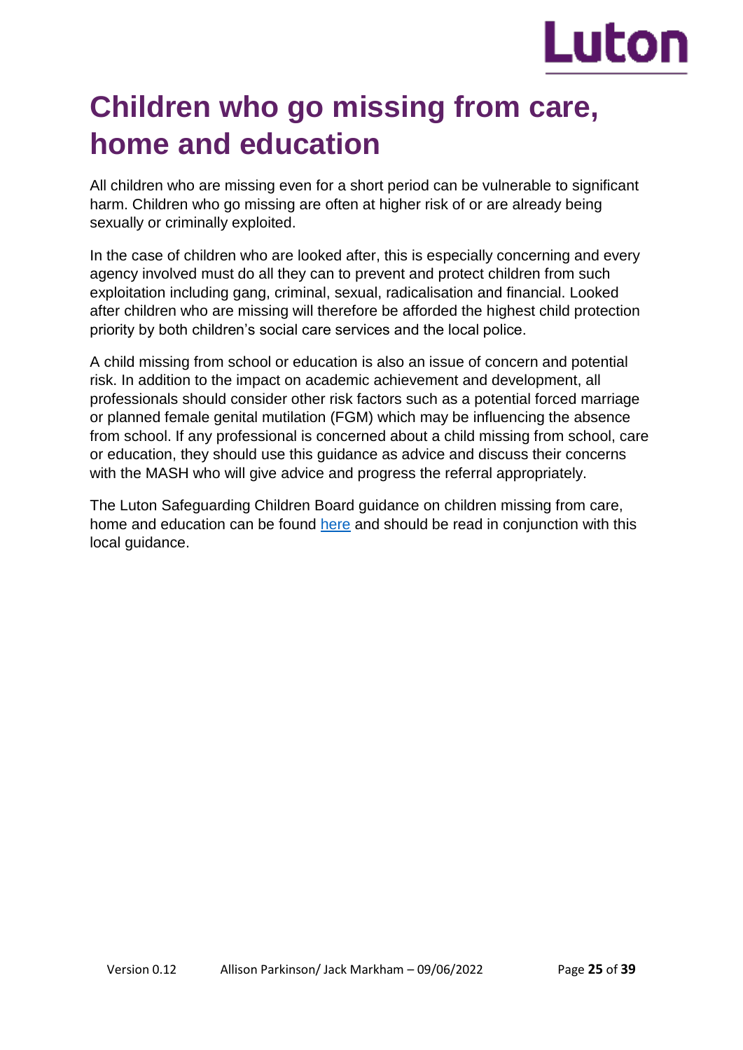# Children who go missing from care, home and education

All children who are missing even for a short period can be vulnerable to significant harm. Children who go missing are often at higher risk of or are already being sexually or criminally exploited.

In the case of children who are looked after, this is especially concerning and every agency involved must do all they can to prevent and protect children from such exploitation including gang, criminal, sexual, radicalisation and financial. Looked after children who are missing will therefore be afforded the highest child protection priority by both children's social care services and the local police.

A child missing from school or education is also an issue of concern and potential risk. In addition to the impact on academic achievement and development, all professionals should consider other risk factors such as a potential forced marriage or planned female genital mutilation (FGM) which may be influencing the absence from school. If any professional is concerned about a child missing from school, care or education, they should use this guidance as advice and discuss their concerns with the MASH who will give advice and progress the referral appropriately.

The Luton Safeguarding Children Board guidance on children missing from care, home and education can be found here and should be read in conjunction with this local guidance.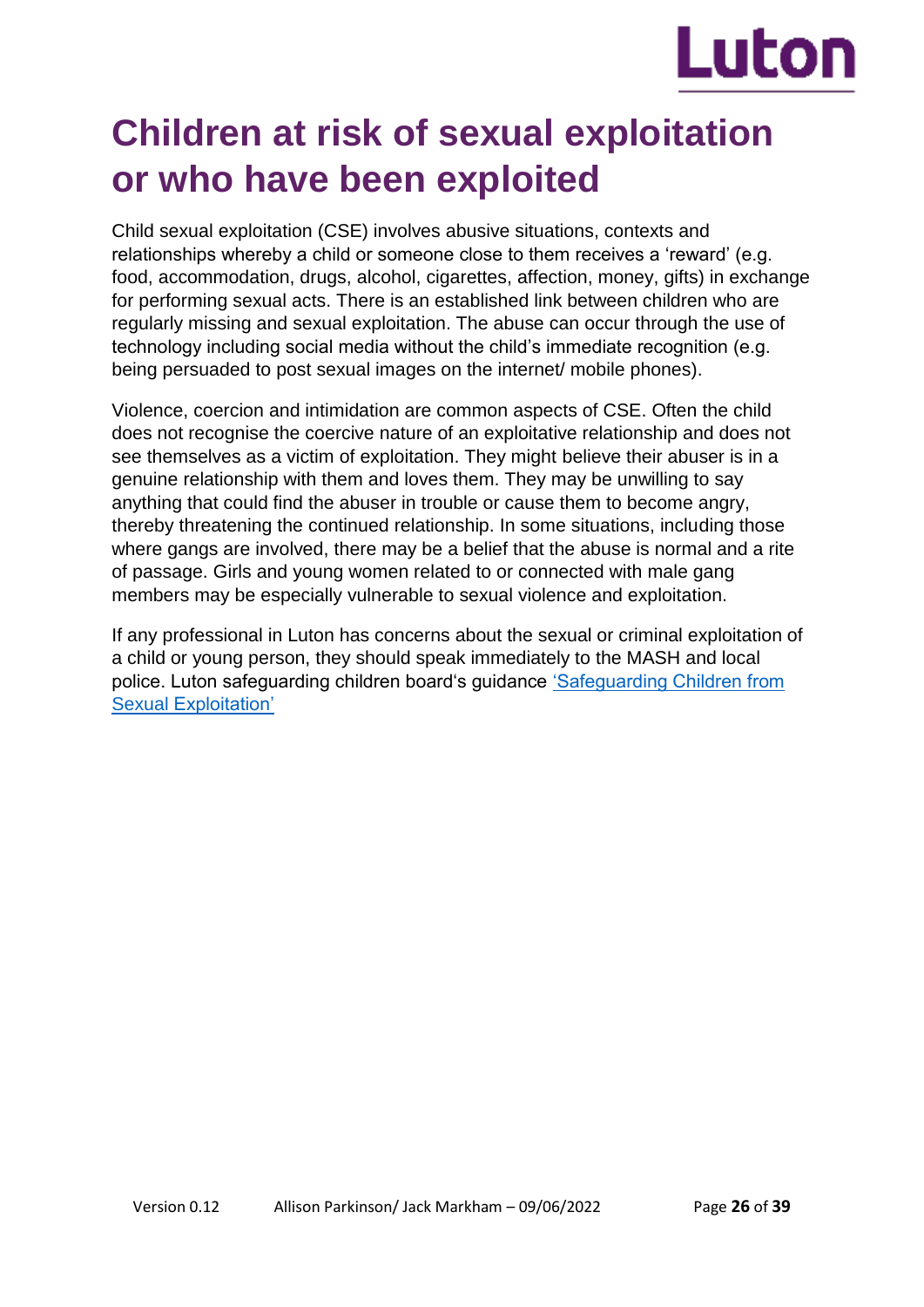# Children at risk of sexual exploitation or who have been exploited

Child sexual exploitation (CSE) involves abusive situations, contexts and relationships whereby a child or someone close to them receives a 'reward' (e.g. food, accommodation, drugs, alcohol, cigarettes, affection, money, gifts) in exchange for performing sexual acts. There is an established link between children who are regularly missing and sexual exploitation. The abuse can occur through the use of technology including social media without the child's immediate recognition (e.g. being persuaded to post sexual images on the internet/ mobile phones).

Violence, coercion and intimidation are common aspects of CSE. Often the child does not recognise the coercive nature of an exploitative relationship and does not see themselves as a victim of exploitation. They might believe their abuser is in a genuine relationship with them and loves them. They may be unwilling to say anything that could find the abuser in trouble or cause them to become angry, thereby threatening the continued relationship. In some situations, including those where gangs are involved, there may be a belief that the abuse is normal and a rite of passage. Girls and young women related to or connected with male gang members may be especially vulnerable to sexual violence and exploitation.

If any professional in Luton has concerns about the sexual or criminal exploitation of a child or young person, they should speak immediately to the MASH and local police. Luton safeguarding children board's guidance 'Safeguarding Children from Sexual Exploitation'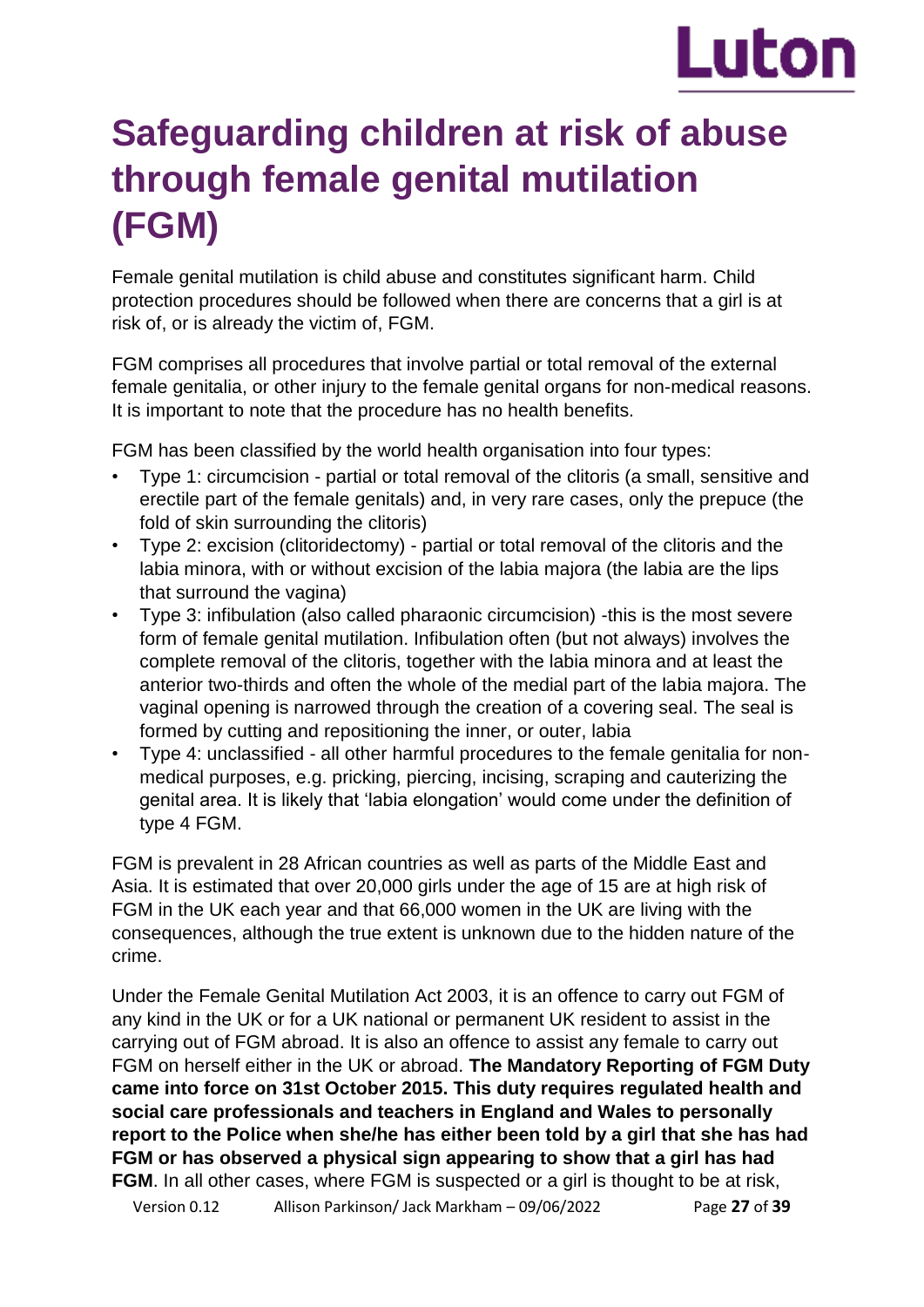# Safeguarding children at risk of abuse through female genital mutilation (FGM)

Female genital mutilation is child abuse and constitutes significant harm. Child protection procedures should be followed when there are concerns that a girl is at risk of, or is already the victim of, FGM.

FGM comprises all procedures that involve partial or total removal of the external female genitalia, or other injury to the female genital organs for non-medical reasons. It is important to note that the procedure has no health benefits.

FGM has been classified by the world health organisation into four types:

- Type 1: circumcision - partial or total removal of the clitoris (a small, sensitive and erectile part of the female genitals) and, in very rare cases, only the prepuce (the fold of skin surrounding the clitoris)
- Type 2: excision (clitoridectomy) - partial or total removal of the clitoris and the labia minora, with or without excision of the labia majora (the labia are the lips that surround the vagina)
- Type 3: infibulation (also called pharaonic circumcision) -this is the most severe form of female genital mutilation. Infibulation often (but not always) involves the complete removal of the clitoris, together with the labia minora and at least the anterior two-thirds and often the whole of the medial part of the labia majora. The vaginal opening is narrowed through the creation of a covering seal. The seal is formed by cutting and repositioning the inner, or outer, labia
- Type 4: unclassified - all other harmful procedures to the female genitalia for non-medical purposes, e.g. pricking, piercing, incising, scraping and cauterizing the genital area. It is likely that 'labia elongation' would come under the definition of type 4 FGM.

FGM is prevalent in 28 African countries as well as parts of the Middle East and Asia. It is estimated that over 20,000 girls under the age of 15 are at high risk of FGM in the UK each year and that 66,000 women in the UK are living with the consequences, although the true extent is unknown due to the hidden nature of the crime.

Under the Female Genital Mutilation Act 2003, it is an offence to carry out FGM of any kind in the UK or for a UK national or permanent UK resident to assist in the carrying out of FGM abroad. It is also an offence to assist any female to carry out FGM on herself either in the UK or abroad. **The Mandatory Reporting of FGM Duty came into force on 31st October 2015. This duty requires regulated health and social care professionals and teachers in England and Wales to personally report to the Police when she/he has either been told by a girl that she has had FGM or has observed a physical sign appearing to show that a girl has had FGM**. In all other cases, where FGM is suspected or a girl is thought to be at risk,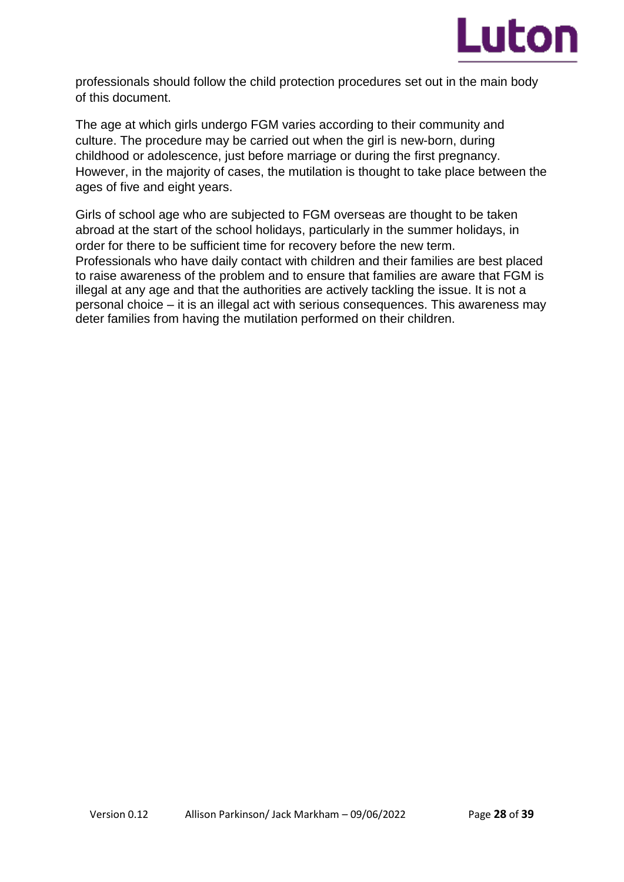professionals should follow the child protection procedures set out in the main body of this document.

The age at which girls undergo FGM varies according to their community and culture. The procedure may be carried out when the girl is new-born, during childhood or adolescence, just before marriage or during the first pregnancy. However, in the majority of cases, the mutilation is thought to take place between the ages of five and eight years.

Girls of school age who are subjected to FGM overseas are thought to be taken abroad at the start of the school holidays, particularly in the summer holidays, in order for there to be sufficient time for recovery before the new term. Professionals who have daily contact with children and their families are best placed to raise awareness of the problem and to ensure that families are aware that FGM is illegal at any age and that the authorities are actively tackling the issue. It is not a personal choice – it is an illegal act with serious consequences. This awareness may deter families from having the mutilation performed on their children.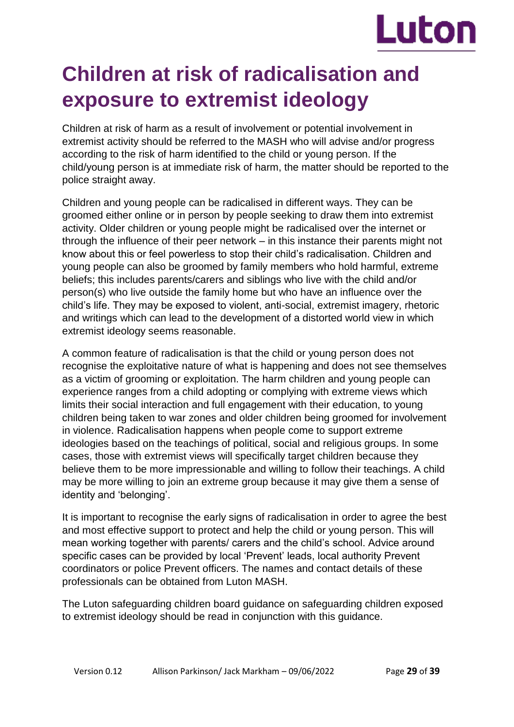# Children at risk of radicalisation and exposure to extremist ideology

Children at risk of harm as a result of involvement or potential involvement in extremist activity should be referred to the MASH who will advise and/or progress according to the risk of harm identified to the child or young person. If the child/young person is at immediate risk of harm, the matter should be reported to the police straight away.

Children and young people can be radicalised in different ways. They can be groomed either online or in person by people seeking to draw them into extremist activity. Older children or young people might be radicalised over the internet or through the influence of their peer network – in this instance their parents might not know about this or feel powerless to stop their child's radicalisation. Children and young people can also be groomed by family members who hold harmful, extreme beliefs; this includes parents/carers and siblings who live with the child and/or person(s) who live outside the family home but who have an influence over the child's life. They may be exposed to violent, anti-social, extremist imagery, rhetoric and writings which can lead to the development of a distorted world view in which extremist ideology seems reasonable.

A common feature of radicalisation is that the child or young person does not recognise the exploitative nature of what is happening and does not see themselves as a victim of grooming or exploitation. The harm children and young people can experience ranges from a child adopting or complying with extreme views which limits their social interaction and full engagement with their education, to young children being taken to war zones and older children being groomed for involvement in violence. Radicalisation happens when people come to support extreme ideologies based on the teachings of political, social and religious groups. In some cases, those with extremist views will specifically target children because they believe them to be more impressionable and willing to follow their teachings. A child may be more willing to join an extreme group because it may give them a sense of identity and 'belonging'.

It is important to recognise the early signs of radicalisation in order to agree the best and most effective support to protect and help the child or young person. This will mean working together with parents/ carers and the child's school. Advice around specific cases can be provided by local 'Prevent' leads, local authority Prevent coordinators or police Prevent officers. The names and contact details of these professionals can be obtained from Luton MASH.

The Luton safeguarding children board guidance on safeguarding children exposed to extremist ideology should be read in conjunction with this guidance.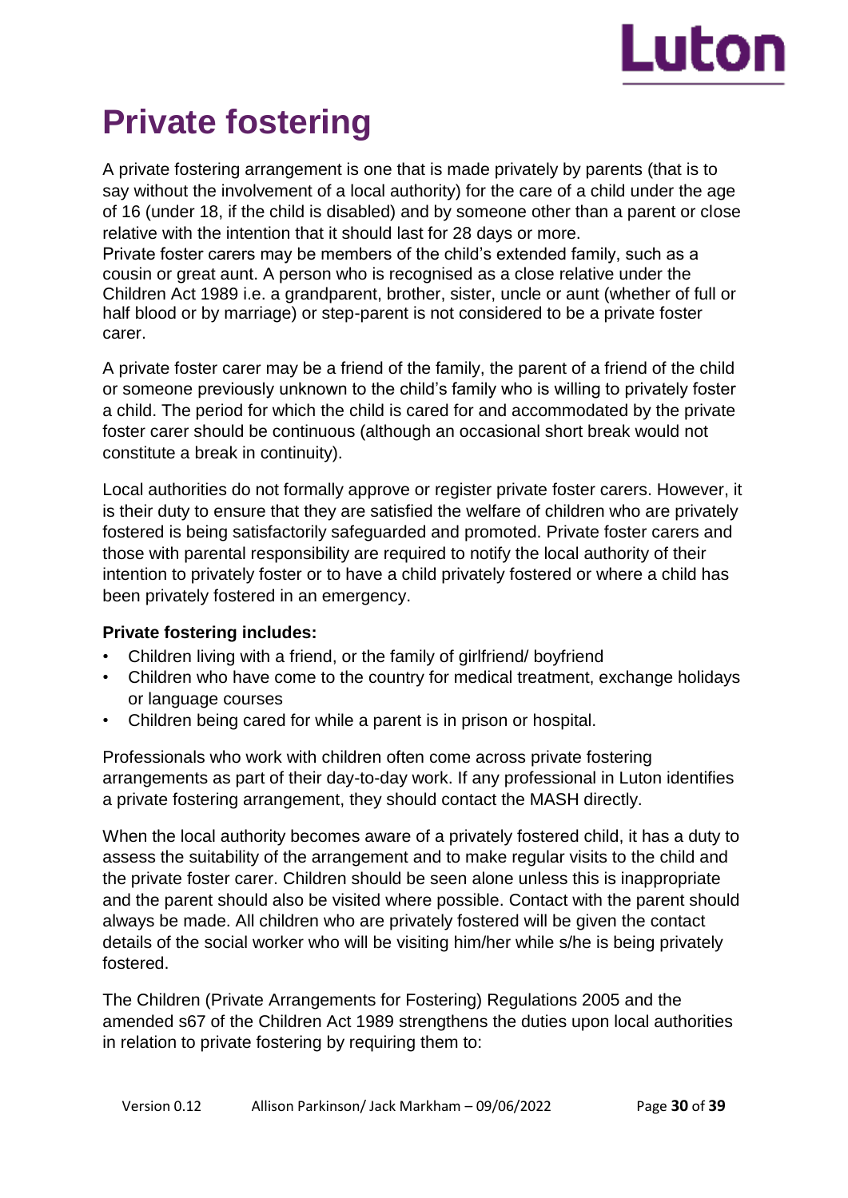# Private fostering

A private fostering arrangement is one that is made privately by parents (that is to say without the involvement of a local authority) for the care of a child under the age of 16 (under 18, if the child is disabled) and by someone other than a parent or close relative with the intention that it should last for 28 days or more.
Private foster carers may be members of the child's extended family, such as a cousin or great aunt. A person who is recognised as a close relative under the Children Act 1989 i.e. a grandparent, brother, sister, uncle or aunt (whether of full or half blood or by marriage) or step-parent is not considered to be a private foster carer.

A private foster carer may be a friend of the family, the parent of a friend of the child or someone previously unknown to the child's family who is willing to privately foster a child. The period for which the child is cared for and accommodated by the private foster carer should be continuous (although an occasional short break would not constitute a break in continuity).

Local authorities do not formally approve or register private foster carers. However, it is their duty to ensure that they are satisfied the welfare of children who are privately fostered is being satisfactorily safeguarded and promoted. Private foster carers and those with parental responsibility are required to notify the local authority of their intention to privately foster or to have a child privately fostered or where a child has been privately fostered in an emergency.

**Private fostering includes:**

- Children living with a friend, or the family of girlfriend/ boyfriend
- Children who have come to the country for medical treatment, exchange holidays or language courses
- Children being cared for while a parent is in prison or hospital.

Professionals who work with children often come across private fostering arrangements as part of their day-to-day work. If any professional in Luton identifies a private fostering arrangement, they should contact the MASH directly.

When the local authority becomes aware of a privately fostered child, it has a duty to assess the suitability of the arrangement and to make regular visits to the child and the private foster carer. Children should be seen alone unless this is inappropriate and the parent should also be visited where possible. Contact with the parent should always be made. All children who are privately fostered will be given the contact details of the social worker who will be visiting him/her while s/he is being privately fostered.

The Children (Private Arrangements for Fostering) Regulations 2005 and the amended s67 of the Children Act 1989 strengthens the duties upon local authorities in relation to private fostering by requiring them to: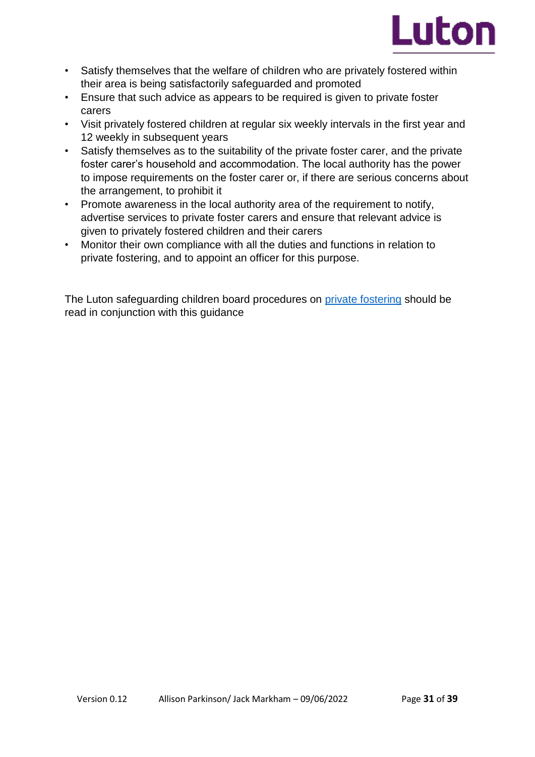- Satisfy themselves that the welfare of children who are privately fostered within their area is being satisfactorily safeguarded and promoted
- Ensure that such advice as appears to be required is given to private foster carers
- Visit privately fostered children at regular six weekly intervals in the first year and 12 weekly in subsequent years
- Satisfy themselves as to the suitability of the private foster carer, and the private foster carer's household and accommodation. The local authority has the power to impose requirements on the foster carer or, if there are serious concerns about the arrangement, to prohibit it
- Promote awareness in the local authority area of the requirement to notify, advertise services to private foster carers and ensure that relevant advice is given to privately fostered children and their carers
- Monitor their own compliance with all the duties and functions in relation to private fostering, and to appoint an officer for this purpose.

The Luton safeguarding children board procedures on private fostering should be read in conjunction with this guidance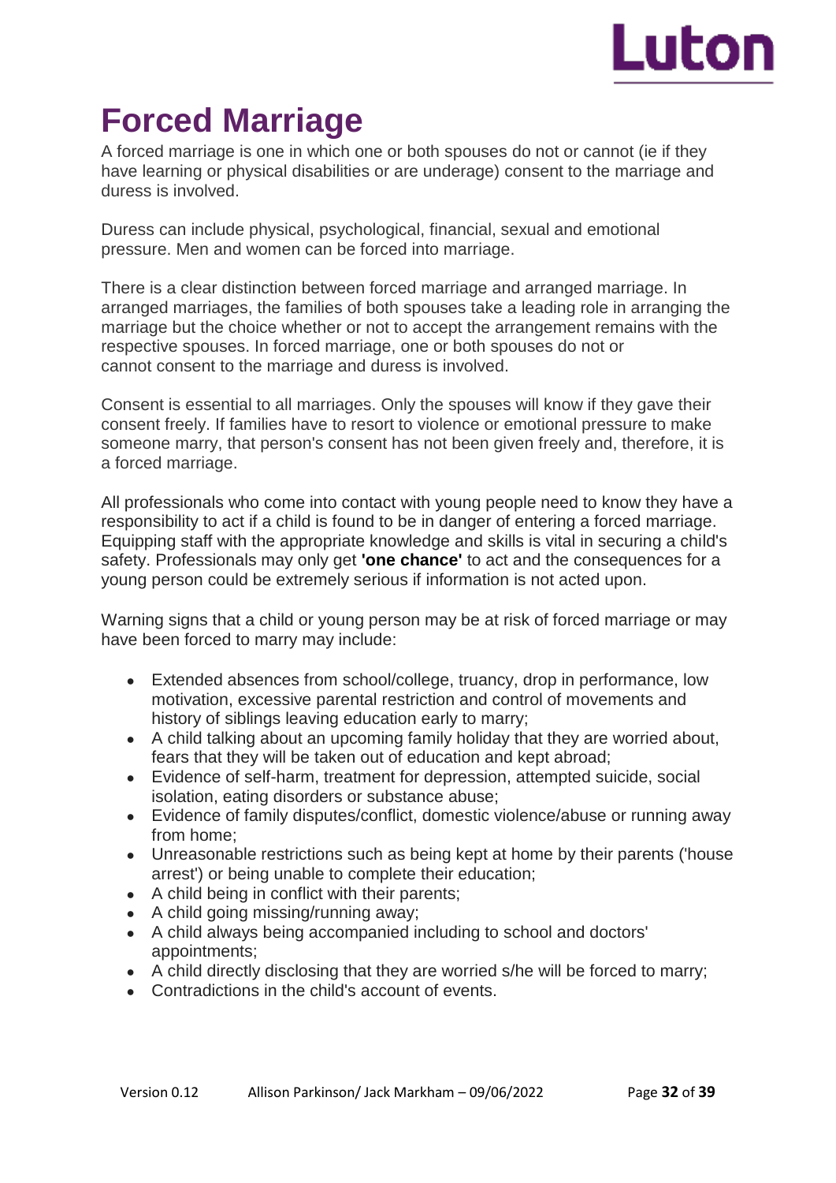# Forced Marriage

A forced marriage is one in which one or both spouses do not or cannot (ie if they have learning or physical disabilities or are underage) consent to the marriage and duress is involved.

Duress can include physical, psychological, financial, sexual and emotional pressure. Men and women can be forced into marriage.

There is a clear distinction between forced marriage and arranged marriage. In arranged marriages, the families of both spouses take a leading role in arranging the marriage but the choice whether or not to accept the arrangement remains with the respective spouses. In forced marriage, one or both spouses do not or cannot consent to the marriage and duress is involved.

Consent is essential to all marriages. Only the spouses will know if they gave their consent freely. If families have to resort to violence or emotional pressure to make someone marry, that person's consent has not been given freely and, therefore, it is a forced marriage.

All professionals who come into contact with young people need to know they have a responsibility to act if a child is found to be in danger of entering a forced marriage. Equipping staff with the appropriate knowledge and skills is vital in securing a child's safety. Professionals may only get **'one chance'** to act and the consequences for a young person could be extremely serious if information is not acted upon.

Warning signs that a child or young person may be at risk of forced marriage or may have been forced to marry may include:

- Extended absences from school/college, truancy, drop in performance, low motivation, excessive parental restriction and control of movements and history of siblings leaving education early to marry;
- A child talking about an upcoming family holiday that they are worried about, fears that they will be taken out of education and kept abroad;
- Evidence of self-harm, treatment for depression, attempted suicide, social isolation, eating disorders or substance abuse;
- Evidence of family disputes/conflict, domestic violence/abuse or running away from home;
- Unreasonable restrictions such as being kept at home by their parents ('house arrest') or being unable to complete their education;
- A child being in conflict with their parents;
- A child going missing/running away;
- A child always being accompanied including to school and doctors' appointments;
- A child directly disclosing that they are worried s/he will be forced to marry;
- Contradictions in the child's account of events.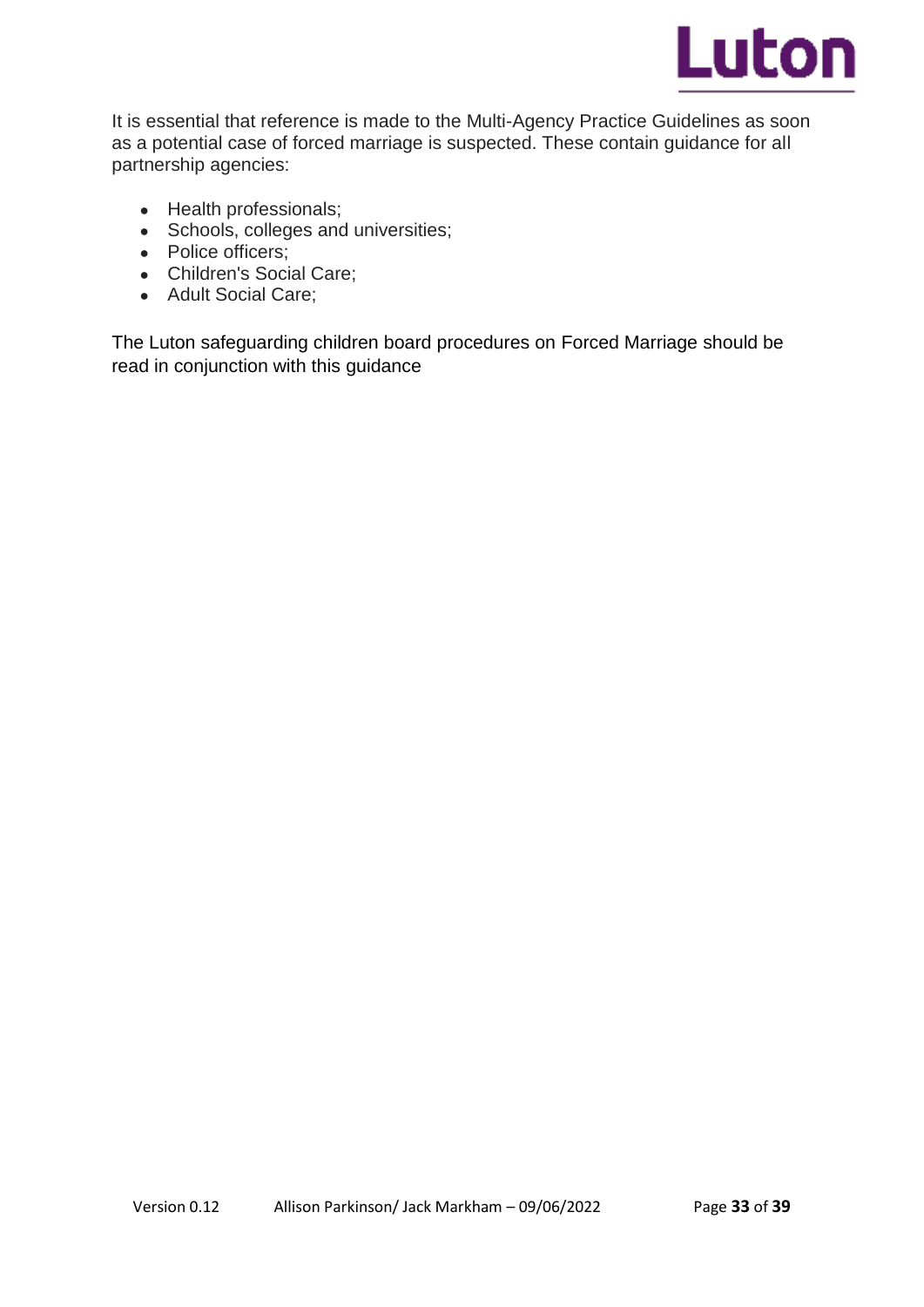It is essential that reference is made to the Multi-Agency Practice Guidelines as soon as a potential case of forced marriage is suspected. These contain guidance for all partnership agencies:

- Health professionals;
- Schools, colleges and universities;
- Police officers;
- Children's Social Care;
- Adult Social Care;

The Luton safeguarding children board procedures on Forced Marriage should be read in conjunction with this guidance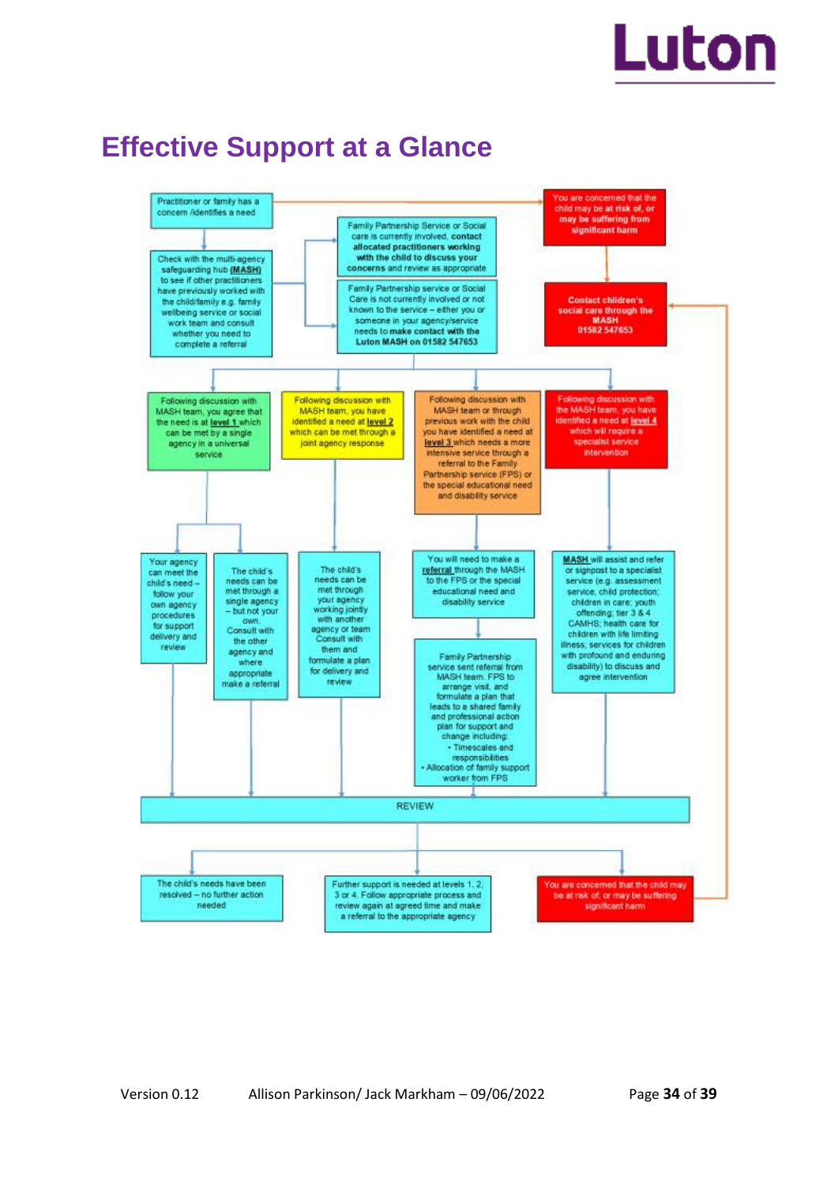# Effective Support at a Glance

Practitioner or family has a concern /identifies a need

You are concerned that the child may be **at risk of, or may be suffering from significant harm**

Check with the multi-agency safeguarding hub **(MASH)** to see if other practitioners have previously worked with the child/family e.g. family wellbeing service or social work team and consult whether you need to complete a referral

Family Partnership Service or Social care is currently involved, **contact allocated practitioners working with the child to discuss your concerns** and review as appropriate

Family Partnership service or Social Care is not currently involved or not known to the service – either you or someone in your agency/service needs to **make contact with the Luton MASH on 01582 547653**

**Contact children's social care through the MASH 01582 547653**

Following discussion with MASH team, you agree that the need is at **level 1** which can be met by a single agency in a universal service

- Your agency can meet the child's need – follow your own agency procedures for support delivery and review
- The child's needs can be met through a single agency – but not your own. Consult with the other agency and where appropriate make a referral

Following discussion with MASH team, you have identified a need at **level 2** which can be met through a joint agency response

- The child's needs can be met through your agency working jointly with another agency or team. Consult with them and formulate a plan for delivery and review

Following discussion with MASH team or through previous work with the child you have identified a need at **level 3** which needs a more intensive service through a referral to the Family Partnership service (FPS) or the special educational need and disability service

- You will need to make a **referral** through the MASH to the FPS or the special educational need and disability service
- Family Partnership service sent referral from MASH team. FPS to arrange visit, and formulate a plan that leads to a shared family and professional action plan for support and change including:
  - Timescales and responsibilities
  - Allocation of family support worker from FPS

Following discussion with the MASH team, you have identified a need at **level 4** which will require a specialist service intervention

- **MASH** will assist and refer or signpost to a specialist service (e.g. assessment service, child protection; children in care; youth offending; tier 3 & 4 CAMHS; health care for children with life limiting illness; services for children with profound and enduring disability) to discuss and agree intervention

**REVIEW**

- The child's needs have been resolved – no further action needed
- Further support is needed at levels 1, 2, 3 or 4. Follow appropriate process and review again at agreed time and make a referral to the appropriate agency
- You are concerned that the child may be at risk of, or may be suffering significant harm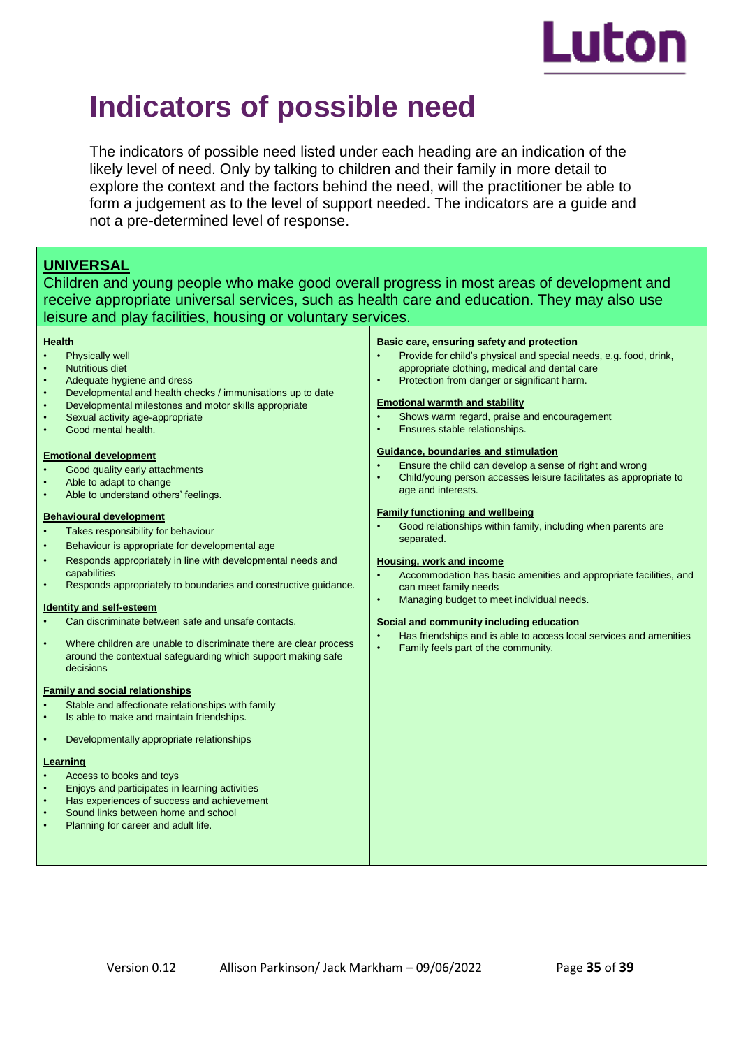# Indicators of possible need

The indicators of possible need listed under each heading are an indication of the likely level of need. Only by talking to children and their family in more detail to explore the context and the factors behind the need, will the practitioner be able to form a judgement as to the level of support needed. The indicators are a guide and not a pre-determined level of response.

## UNIVERSAL

Children and young people who make good overall progress in most areas of development and receive appropriate universal services, such as health care and education. They may also use leisure and play facilities, housing or voluntary services.

**Health**

- Physically well
- Nutritious diet
- Adequate hygiene and dress
- Developmental and health checks / immunisations up to date
- Developmental milestones and motor skills appropriate
- Sexual activity age-appropriate
- Good mental health.

**Emotional development**

- Good quality early attachments
- Able to adapt to change
- Able to understand others' feelings.

**Behavioural development**

- Takes responsibility for behaviour
- Behaviour is appropriate for developmental age
- Responds appropriately in line with developmental needs and capabilities
- Responds appropriately to boundaries and constructive guidance.

**Identity and self-esteem**

- Can discriminate between safe and unsafe contacts.
- Where children are unable to discriminate there are clear process around the contextual safeguarding which support making safe decisions

**Family and social relationships**

- Stable and affectionate relationships with family
- Is able to make and maintain friendships.
- Developmentally appropriate relationships

**Learning**

- Access to books and toys
- Enjoys and participates in learning activities
- Has experiences of success and achievement
- Sound links between home and school
- Planning for career and adult life.

**Basic care, ensuring safety and protection**

- Provide for child's physical and special needs, e.g. food, drink, appropriate clothing, medical and dental care
- Protection from danger or significant harm.

**Emotional warmth and stability**

- Shows warm regard, praise and encouragement
- Ensures stable relationships.

**Guidance, boundaries and stimulation**

- Ensure the child can develop a sense of right and wrong
- Child/young person accesses leisure facilitates as appropriate to age and interests.

**Family functioning and wellbeing**

- Good relationships within family, including when parents are separated.

**Housing, work and income**

- Accommodation has basic amenities and appropriate facilities, and can meet family needs
- Managing budget to meet individual needs.

**Social and community including education**

- Has friendships and is able to access local services and amenities
- Family feels part of the community.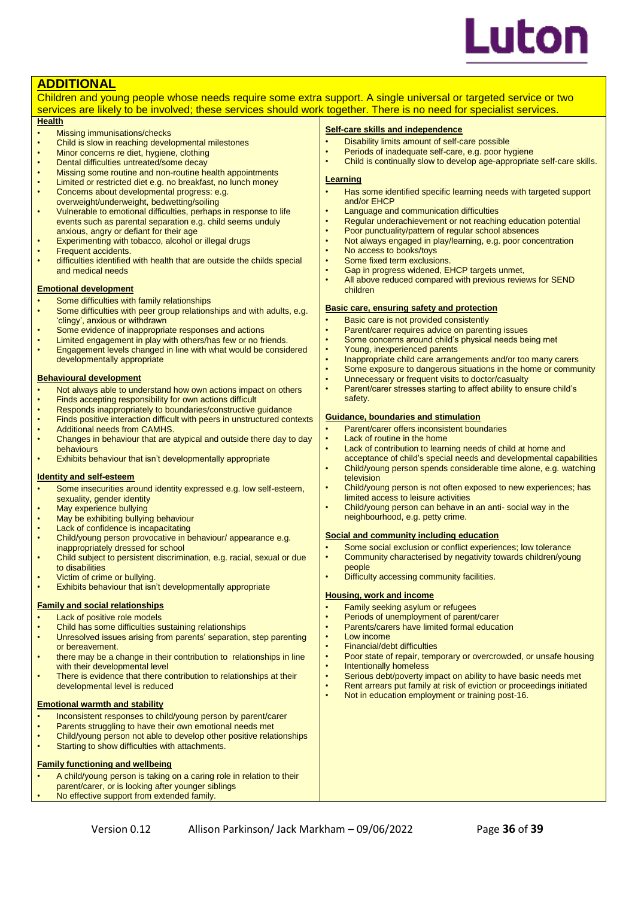## ADDITIONAL

Children and young people whose needs require some extra support. A single universal or targeted service or two services are likely to be involved; these services should work together. There is no need for specialist services.

**Health**

- Missing immunisations/checks
- Child is slow in reaching developmental milestones
- Minor concerns re diet, hygiene, clothing
- Dental difficulties untreated/some decay
- Missing some routine and non-routine health appointments
- Limited or restricted diet e.g. no breakfast, no lunch money
- Concerns about developmental progress: e.g. overweight/underweight, bedwetting/soiling
- Vulnerable to emotional difficulties, perhaps in response to life events such as parental separation e.g. child seems unduly anxious, angry or defiant for their age
- Experimenting with tobacco, alcohol or illegal drugs
- Frequent accidents.
- difficulties identified with health that are outside the childs special and medical needs

**Emotional development**

- Some difficulties with family relationships
- Some difficulties with peer group relationships and with adults, e.g. 'clingy', anxious or withdrawn
- Some evidence of inappropriate responses and actions
- Limited engagement in play with others/has few or no friends.
- Engagement levels changed in line with what would be considered developmentally appropriate

**Behavioural development**

- Not always able to understand how own actions impact on others
- Finds accepting responsibility for own actions difficult
- Responds inappropriately to boundaries/constructive guidance
- Finds positive interaction difficult with peers in unstructured contexts
- Additional needs from CAMHS.
- Changes in behaviour that are atypical and outside there day to day behaviours
- Exhibits behaviour that isn't developmentally appropriate

**Identity and self-esteem**

- Some insecurities around identity expressed e.g. low self-esteem, sexuality, gender identity
- May experience bullying
- May be exhibiting bullying behaviour
- Lack of confidence is incapacitating
- Child/young person provocative in behaviour/ appearance e.g. inappropriately dressed for school
- Child subject to persistent discrimination, e.g. racial, sexual or due to disabilities
- Victim of crime or bullying.
- Exhibits behaviour that isn't developmentally appropriate

**Family and social relationships**

- Lack of positive role models
- Child has some difficulties sustaining relationships
- Unresolved issues arising from parents' separation, step parenting or bereavement.
- there may be a change in their contribution to relationships in line with their developmental level
- There is evidence that there contribution to relationships at their developmental level is reduced

**Emotional warmth and stability**

- Inconsistent responses to child/young person by parent/carer
- Parents struggling to have their own emotional needs met
- Child/young person not able to develop other positive relationships
- Starting to show difficulties with attachments.

**Family functioning and wellbeing**

- A child/young person is taking on a caring role in relation to their parent/carer, or is looking after younger siblings
- No effective support from extended family.

**Self-care skills and independence**

- Disability limits amount of self-care possible
- Periods of inadequate self-care, e.g. poor hygiene
- Child is continually slow to develop age-appropriate self-care skills.

**Learning**

- Has some identified specific learning needs with targeted support and/or EHCP
- Language and communication difficulties
- Regular underachievement or not reaching education potential
- Poor punctuality/pattern of regular school absences
- Not always engaged in play/learning, e.g. poor concentration
- No access to books/toys
- Some fixed term exclusions.
- Gap in progress widened, EHCP targets unmet,
- All above reduced compared with previous reviews for SEND children

**Basic care, ensuring safety and protection**

- Basic care is not provided consistently
- Parent/carer requires advice on parenting issues
- Some concerns around child's physical needs being met
- Young, inexperienced parents
- Inappropriate child care arrangements and/or too many carers
- Some exposure to dangerous situations in the home or community
- Unnecessary or frequent visits to doctor/casualty
- Parent/carer stresses starting to affect ability to ensure child's safety.

**Guidance, boundaries and stimulation**

- Parent/carer offers inconsistent boundaries
- Lack of routine in the home
- Lack of contribution to learning needs of child at home and acceptance of child's special needs and developmental capabilities
- Child/young person spends considerable time alone, e.g. watching television
- Child/young person is not often exposed to new experiences; has limited access to leisure activities
- Child/young person can behave in an anti- social way in the neighbourhood, e.g. petty crime.

**Social and community including education**

- Some social exclusion or conflict experiences; low tolerance
- Community characterised by negativity towards children/young people
- Difficulty accessing community facilities.

**Housing, work and income**

- Family seeking asylum or refugees
- Periods of unemployment of parent/carer
- Parents/carers have limited formal education
- Low income
- Financial/debt difficulties
- Poor state of repair, temporary or overcrowded, or unsafe housing
- Intentionally homeless
- Serious debt/poverty impact on ability to have basic needs met
- Rent arrears put family at risk of eviction or proceedings initiated
- Not in education employment or training post-16.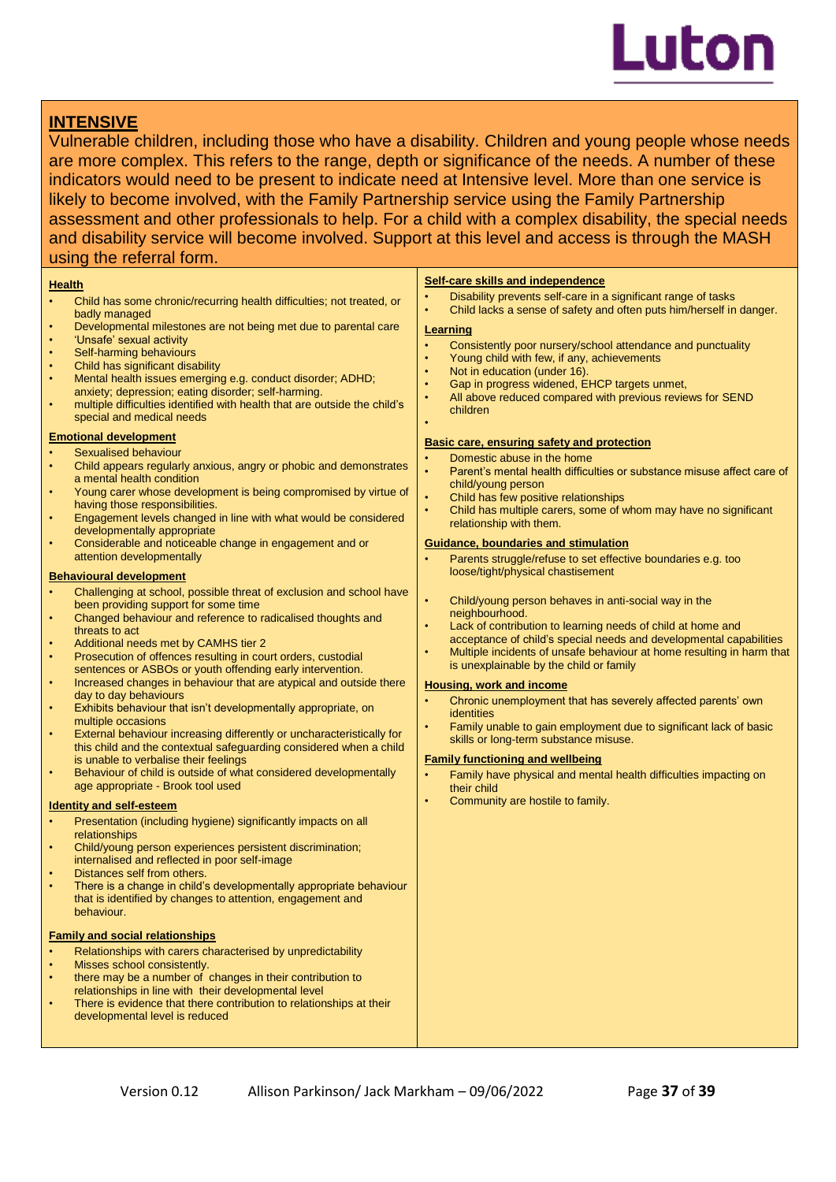## INTENSIVE

Vulnerable children, including those who have a disability. Children and young people whose needs are more complex. This refers to the range, depth or significance of the needs. A number of these indicators would need to be present to indicate need at Intensive level. More than one service is likely to become involved, with the Family Partnership service using the Family Partnership assessment and other professionals to help. For a child with a complex disability, the special needs and disability service will become involved. Support at this level and access is through the MASH using the referral form.

### Health

- Child has some chronic/recurring health difficulties; not treated, or badly managed
- Developmental milestones are not being met due to parental care
- 'Unsafe' sexual activity
- Self-harming behaviours
- Child has significant disability
- Mental health issues emerging e.g. conduct disorder; ADHD; anxiety; depression; eating disorder; self-harming.
- multiple difficulties identified with health that are outside the child's special and medical needs

### Emotional development

- Sexualised behaviour
- Child appears regularly anxious, angry or phobic and demonstrates a mental health condition
- Young carer whose development is being compromised by virtue of having those responsibilities.
- Engagement levels changed in line with what would be considered developmentally appropriate
- Considerable and noticeable change in engagement and or attention developmentally

### Behavioural development

- Challenging at school, possible threat of exclusion and school have been providing support for some time
- Changed behaviour and reference to radicalised thoughts and threats to act
- Additional needs met by CAMHS tier 2
- Prosecution of offences resulting in court orders, custodial sentences or ASBOs or youth offending early intervention.
- Increased changes in behaviour that are atypical and outside there day to day behaviours
- Exhibits behaviour that isn't developmentally appropriate, on multiple occasions
- External behaviour increasing differently or uncharacteristically for this child and the contextual safeguarding considered when a child is unable to verbalise their feelings
- Behaviour of child is outside of what considered developmentally age appropriate - Brook tool used

### Identity and self-esteem

- Presentation (including hygiene) significantly impacts on all relationships
- Child/young person experiences persistent discrimination; internalised and reflected in poor self-image
- Distances self from others.
- There is a change in child's developmentally appropriate behaviour that is identified by changes to attention, engagement and behaviour.

### Family and social relationships

- Relationships with carers characterised by unpredictability
- Misses school consistently.
- there may be a number of changes in their contribution to relationships in line with their developmental level
- There is evidence that there contribution to relationships at their developmental level is reduced

### Self-care skills and independence

- Disability prevents self-care in a significant range of tasks
- Child lacks a sense of safety and often puts him/herself in danger.

### Learning

- Consistently poor nursery/school attendance and punctuality
- Young child with few, if any, achievements
- Not in education (under 16).
- Gap in progress widened, EHCP targets unmet,
- All above reduced compared with previous reviews for SEND children

### Basic care, ensuring safety and protection

- Domestic abuse in the home
- Parent's mental health difficulties or substance misuse affect care of child/young person
- Child has few positive relationships
- Child has multiple carers, some of whom may have no significant relationship with them.

### Guidance, boundaries and stimulation

- Parents struggle/refuse to set effective boundaries e.g. too loose/tight/physical chastisement
- Child/young person behaves in anti-social way in the neighbourhood.
- Lack of contribution to learning needs of child at home and acceptance of child's special needs and developmental capabilities
- Multiple incidents of unsafe behaviour at home resulting in harm that is unexplainable by the child or family

### Housing, work and income

- Chronic unemployment that has severely affected parents' own identities
- Family unable to gain employment due to significant lack of basic skills or long-term substance misuse.

### Family functioning and wellbeing

- Family have physical and mental health difficulties impacting on their child
- Community are hostile to family.

Version 0.12 Allison Parkinson/ Jack Markham – 09/06/2022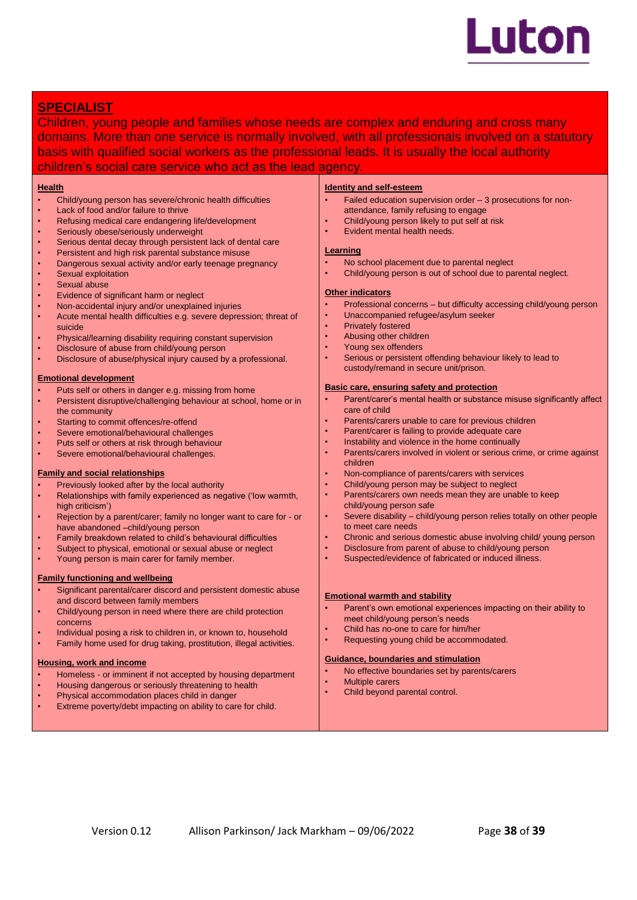## SPECIALIST

Children, young people and families whose needs are complex and enduring and cross many domains. More than one service is normally involved, with all professionals involved on a statutory basis with qualified social workers as the professional leads. It is usually the local authority children's social care service who act as the lead agency.

**Health**

- Child/young person has severe/chronic health difficulties
- Lack of food and/or failure to thrive
- Refusing medical care endangering life/development
- Seriously obese/seriously underweight
- Serious dental decay through persistent lack of dental care
- Persistent and high risk parental substance misuse
- Dangerous sexual activity and/or early teenage pregnancy
- Sexual exploitation
- Sexual abuse
- Evidence of significant harm or neglect
- Non-accidental injury and/or unexplained injuries
- Acute mental health difficulties e.g. severe depression; threat of suicide
- Physical/learning disability requiring constant supervision
- Disclosure of abuse from child/young person
- Disclosure of abuse/physical injury caused by a professional.

**Emotional development**

- Puts self or others in danger e.g. missing from home
- Persistent disruptive/challenging behaviour at school, home or in the community
- Starting to commit offences/re-offend
- Severe emotional/behavioural challenges
- Puts self or others at risk through behaviour
- Severe emotional/behavioural challenges.

**Family and social relationships**

- Previously looked after by the local authority
- Relationships with family experienced as negative ('low warmth, high criticism')
- Rejection by a parent/carer; family no longer want to care for - or have abandoned –child/young person
- Family breakdown related to child's behavioural difficulties
- Subject to physical, emotional or sexual abuse or neglect
- Young person is main carer for family member.

**Family functioning and wellbeing**

- Significant parental/carer discord and persistent domestic abuse and discord between family members
- Child/young person in need where there are child protection concerns
- Individual posing a risk to children in, or known to, household
- Family home used for drug taking, prostitution, illegal activities.

**Housing, work and income**

- Homeless - or imminent if not accepted by housing department
- Housing dangerous or seriously threatening to health
- Physical accommodation places child in danger
- Extreme poverty/debt impacting on ability to care for child.

**Identity and self-esteem**

- Failed education supervision order – 3 prosecutions for non-attendance, family refusing to engage
- Child/young person likely to put self at risk
- Evident mental health needs.

**Learning**

- No school placement due to parental neglect
- Child/young person is out of school due to parental neglect.

**Other indicators**

- Professional concerns – but difficulty accessing child/young person
- Unaccompanied refugee/asylum seeker
- Privately fostered
- Abusing other children
- Young sex offenders
- Serious or persistent offending behaviour likely to lead to custody/remand in secure unit/prison.

**Basic care, ensuring safety and protection**

- Parent/carer's mental health or substance misuse significantly affect care of child
- Parents/carers unable to care for previous children
- Parent/carer is failing to provide adequate care
- Instability and violence in the home continually
- Parents/carers involved in violent or serious crime, or crime against children
- Non-compliance of parents/carers with services
- Child/young person may be subject to neglect
- Parents/carers own needs mean they are unable to keep child/young person safe
- Severe disability – child/young person relies totally on other people to meet care needs
- Chronic and serious domestic abuse involving child/ young person
- Disclosure from parent of abuse to child/young person
- Suspected/evidence of fabricated or induced illness.

**Emotional warmth and stability**

- Parent's own emotional experiences impacting on their ability to meet child/young person's needs
- Child has no-one to care for him/her
- Requesting young child be accommodated.

**Guidance, boundaries and stimulation**

- No effective boundaries set by parents/carers
- Multiple carers
- Child beyond parental control.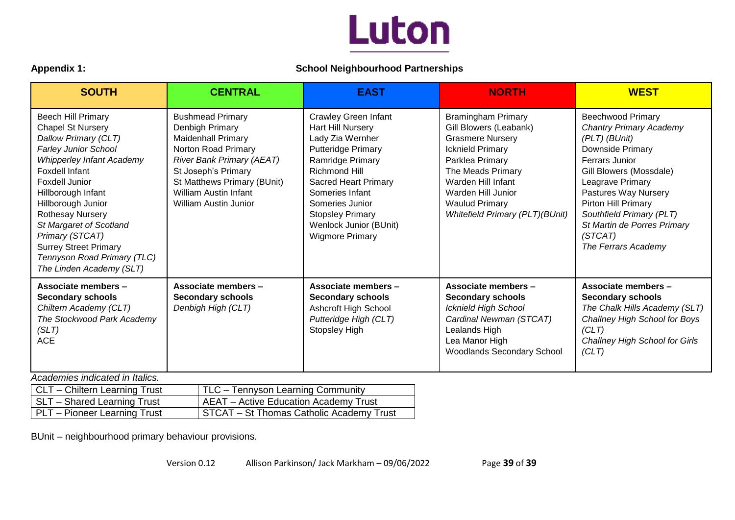Luton

**Appendix 1:**

## School Neighbourhood Partnerships

| SOUTH | CENTRAL | EAST | NORTH | WEST |
|---|---|---|---|---|
| Beech Hill Primary<br>Chapel St Nursery<br>*Dallow Primary (CLT)*<br>*Farley Junior School*<br>*Whipperley Infant Academy*<br>Foxdell Infant<br>Foxdell Junior<br>Hillborough Infant<br>Hillborough Junior<br>Rothesay Nursery<br>*St Margaret of Scotland Primary (STCAT)*<br>Surrey Street Primary<br>*Tennyson Road Primary (TLC)*<br>*The Linden Academy (SLT)* | Bushmead Primary<br>Denbigh Primary<br>Maidenhall Primary<br>Norton Road Primary<br>*River Bank Primary (AEAT)*<br>St Joseph's Primary<br>St Matthews Primary (BUnit)<br>William Austin Infant<br>William Austin Junior | Crawley Green Infant<br>Hart Hill Nursery<br>Lady Zia Wernher<br>Putteridge Primary<br>Ramridge Primary<br>Richmond Hill<br>Sacred Heart Primary<br>Someries Infant<br>Someries Junior<br>Stopsley Primary<br>Wenlock Junior (BUnit)<br>Wigmore Primary | Bramingham Primary<br>Gill Blowers (Leabank)<br>Grasmere Nursery<br>Icknield Primary<br>Parklea Primary<br>The Meads Primary<br>Warden Hill Infant<br>Warden Hill Junior<br>Waulud Primary<br>*Whitefield Primary (PLT)(BUnit)* | Beechwood Primary<br>*Chantry Primary Academy (PLT) (BUnit)*<br>Downside Primary<br>Ferrars Junior<br>Gill Blowers (Mossdale)<br>Leagrave Primary<br>Pastures Way Nursery<br>Pirton Hill Primary<br>*Southfield Primary (PLT)*<br>*St Martin de Porres Primary (STCAT)*<br>*The Ferrars Academy* |
| **Associate members – Secondary schools**<br>*Chiltern Academy (CLT)*<br>*The Stockwood Park Academy (SLT)*<br>ACE | **Associate members – Secondary schools**<br>*Denbigh High (CLT)* | **Associate members – Secondary schools**<br>Ashcroft High School<br>*Putteridge High (CLT)*<br>Stopsley High | **Associate members – Secondary schools**<br>*Icknield High School*<br>*Cardinal Newman (STCAT)*<br>Lealands High<br>Lea Manor High<br>Woodlands Secondary School | **Associate members – Secondary schools**<br>*The Chalk Hills Academy (SLT)*<br>*Challney High School for Boys (CLT)*<br>*Challney High School for Girls (CLT)* |

*Academies indicated in Italics.*

| | |
|---|---|
| CLT – Chiltern Learning Trust | TLC – Tennyson Learning Community |
| SLT – Shared Learning Trust | AEAT – Active Education Academy Trust |
| PLT – Pioneer Learning Trust | STCAT – St Thomas Catholic Academy Trust |

BUnit – neighbourhood primary behaviour provisions.

Version 0.12 Allison Parkinson/ Jack Markham – 09/06/2022